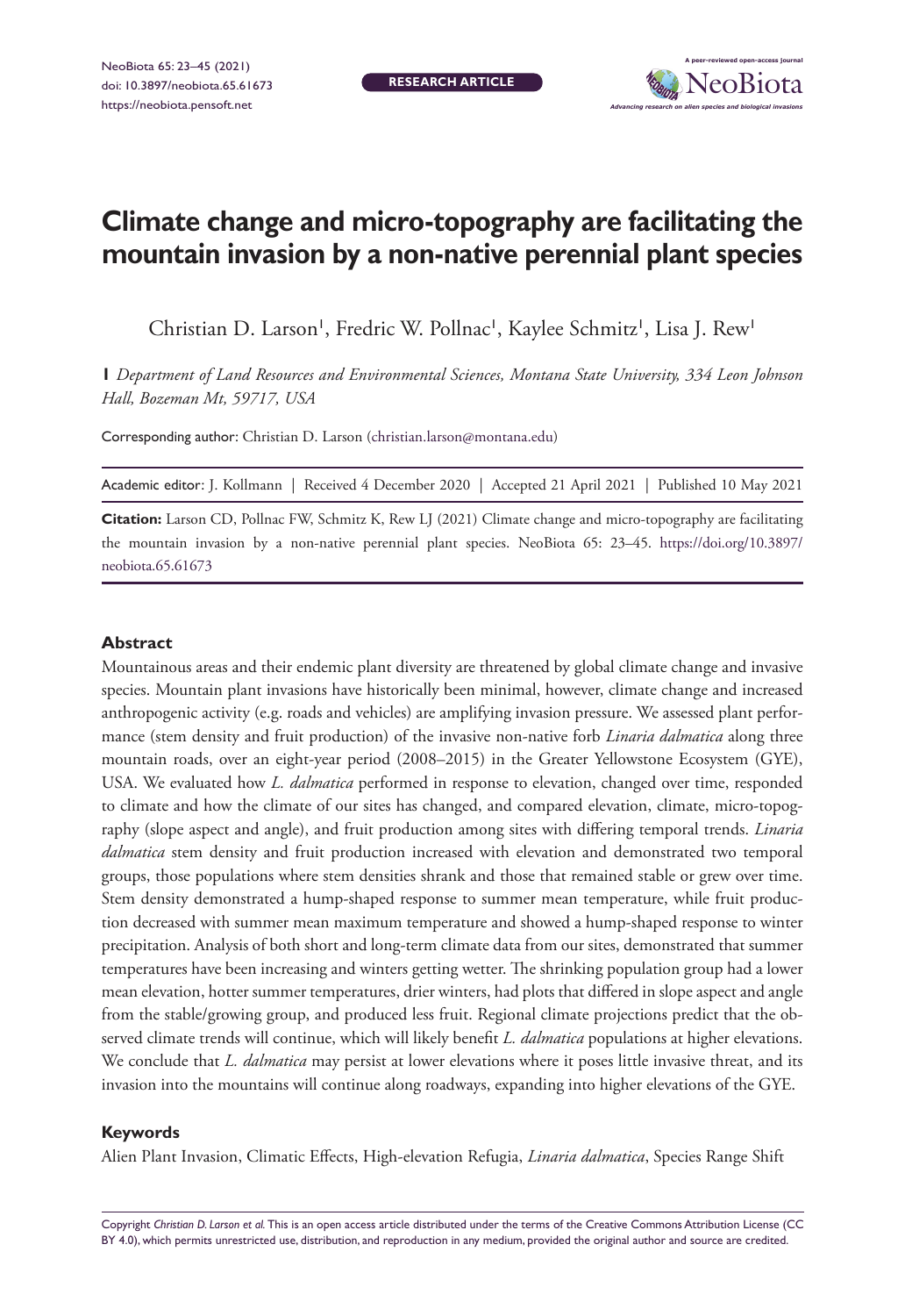# Climate change and micro-topography are facilitating the mountain invasion by a non-native perennial plant species

Christian D. Larson[1], Fredric W. Pollnac[1], Kaylee Schmitz[1], Lisa J. Rew[1]

**1** *Department of Land Resources and Environmental Sciences, Montana State University, 334 Leon Johnson Hall, Bozeman Mt, 59717, USA*

Corresponding author: Christian D. Larson (christian.larson@montana.edu)

Academic editor: J. Kollmann | Received 4 December 2020 | Accepted 21 April 2021 | Published 10 May 2021

**Citation:** Larson CD, Pollnac FW, Schmitz K, Rew LJ (2021) Climate change and micro-topography are facilitating the mountain invasion by a non-native perennial plant species. NeoBiota 65: 23–45. https://doi.org/10.3897/neobiota.65.61673

## Abstract

Mountainous areas and their endemic plant diversity are threatened by global climate change and invasive species. Mountain plant invasions have historically been minimal, however, climate change and increased anthropogenic activity (e.g. roads and vehicles) are amplifying invasion pressure. We assessed plant performance (stem density and fruit production) of the invasive non-native forb *Linaria dalmatica* along three mountain roads, over an eight-year period (2008–2015) in the Greater Yellowstone Ecosystem (GYE), USA. We evaluated how *L. dalmatica* performed in response to elevation, changed over time, responded to climate and how the climate of our sites has changed, and compared elevation, climate, micro-topography (slope aspect and angle), and fruit production among sites with differing temporal trends. *Linaria dalmatica* stem density and fruit production increased with elevation and demonstrated two temporal groups, those populations where stem densities shrank and those that remained stable or grew over time. Stem density demonstrated a hump-shaped response to summer mean temperature, while fruit production decreased with summer mean maximum temperature and showed a hump-shaped response to winter precipitation. Analysis of both short and long-term climate data from our sites, demonstrated that summer temperatures have been increasing and winters getting wetter. The shrinking population group had a lower mean elevation, hotter summer temperatures, drier winters, had plots that differed in slope aspect and angle from the stable/growing group, and produced less fruit. Regional climate projections predict that the observed climate trends will continue, which will likely benefit *L. dalmatica* populations at higher elevations. We conclude that *L. dalmatica* may persist at lower elevations where it poses little invasive threat, and its invasion into the mountains will continue along roadways, expanding into higher elevations of the GYE.

### Keywords

Alien Plant Invasion, Climatic Effects, High-elevation Refugia, *Linaria dalmatica*, Species Range Shift

Copyright *Christian D. Larson et al.* This is an open access article distributed under the terms of the Creative Commons Attribution License (CC BY 4.0), which permits unrestricted use, distribution, and reproduction in any medium, provided the original author and source are credited.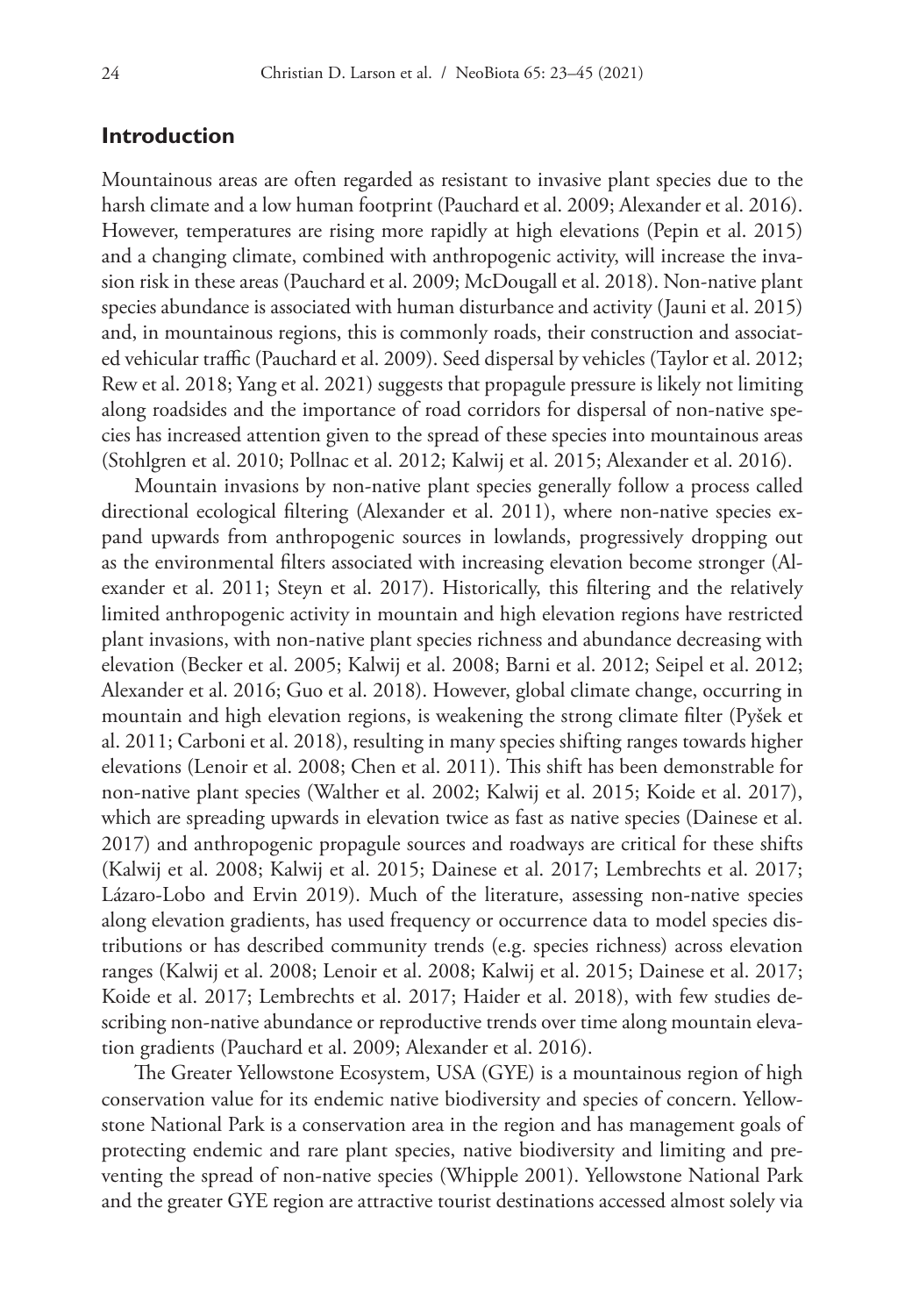## Introduction

Mountainous areas are often regarded as resistant to invasive plant species due to the harsh climate and a low human footprint (Pauchard et al. 2009; Alexander et al. 2016). However, temperatures are rising more rapidly at high elevations (Pepin et al. 2015) and a changing climate, combined with anthropogenic activity, will increase the invasion risk in these areas (Pauchard et al. 2009; McDougall et al. 2018). Non-native plant species abundance is associated with human disturbance and activity (Jauni et al. 2015) and, in mountainous regions, this is commonly roads, their construction and associated vehicular traffic (Pauchard et al. 2009). Seed dispersal by vehicles (Taylor et al. 2012; Rew et al. 2018; Yang et al. 2021) suggests that propagule pressure is likely not limiting along roadsides and the importance of road corridors for dispersal of non-native species has increased attention given to the spread of these species into mountainous areas (Stohlgren et al. 2010; Pollnac et al. 2012; Kalwij et al. 2015; Alexander et al. 2016).

Mountain invasions by non-native plant species generally follow a process called directional ecological filtering (Alexander et al. 2011), where non-native species expand upwards from anthropogenic sources in lowlands, progressively dropping out as the environmental filters associated with increasing elevation become stronger (Alexander et al. 2011; Steyn et al. 2017). Historically, this filtering and the relatively limited anthropogenic activity in mountain and high elevation regions have restricted plant invasions, with non-native plant species richness and abundance decreasing with elevation (Becker et al. 2005; Kalwij et al. 2008; Barni et al. 2012; Seipel et al. 2012; Alexander et al. 2016; Guo et al. 2018). However, global climate change, occurring in mountain and high elevation regions, is weakening the strong climate filter (Pyšek et al. 2011; Carboni et al. 2018), resulting in many species shifting ranges towards higher elevations (Lenoir et al. 2008; Chen et al. 2011). This shift has been demonstrable for non-native plant species (Walther et al. 2002; Kalwij et al. 2015; Koide et al. 2017), which are spreading upwards in elevation twice as fast as native species (Dainese et al. 2017) and anthropogenic propagule sources and roadways are critical for these shifts (Kalwij et al. 2008; Kalwij et al. 2015; Dainese et al. 2017; Lembrechts et al. 2017; Lázaro-Lobo and Ervin 2019). Much of the literature, assessing non-native species along elevation gradients, has used frequency or occurrence data to model species distributions or has described community trends (e.g. species richness) across elevation ranges (Kalwij et al. 2008; Lenoir et al. 2008; Kalwij et al. 2015; Dainese et al. 2017; Koide et al. 2017; Lembrechts et al. 2017; Haider et al. 2018), with few studies describing non-native abundance or reproductive trends over time along mountain elevation gradients (Pauchard et al. 2009; Alexander et al. 2016).

The Greater Yellowstone Ecosystem, USA (GYE) is a mountainous region of high conservation value for its endemic native biodiversity and species of concern. Yellowstone National Park is a conservation area in the region and has management goals of protecting endemic and rare plant species, native biodiversity and limiting and preventing the spread of non-native species (Whipple 2001). Yellowstone National Park and the greater GYE region are attractive tourist destinations accessed almost solely via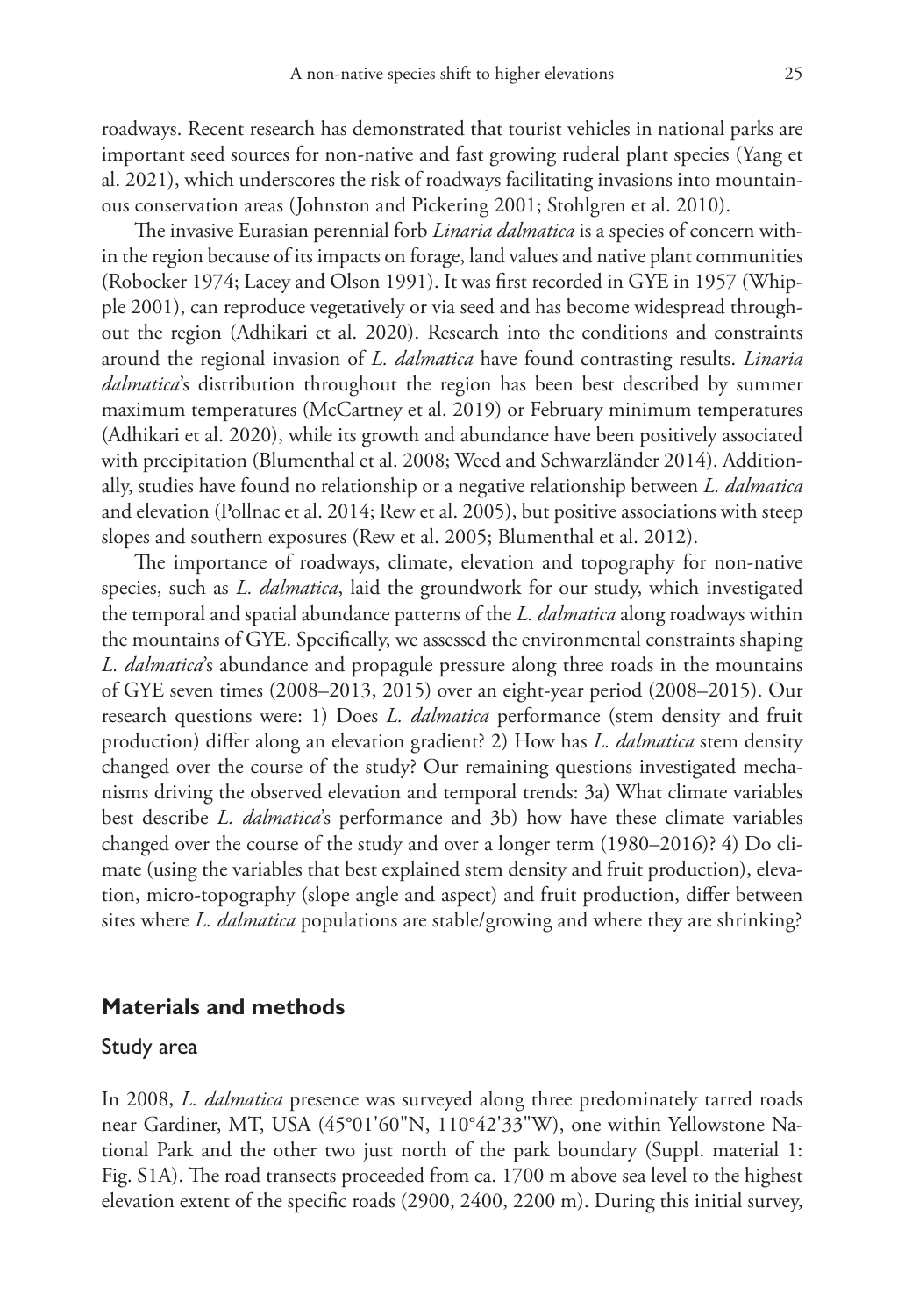roadways. Recent research has demonstrated that tourist vehicles in national parks are important seed sources for non-native and fast growing ruderal plant species (Yang et al. 2021), which underscores the risk of roadways facilitating invasions into mountainous conservation areas (Johnston and Pickering 2001; Stohlgren et al. 2010).

The invasive Eurasian perennial forb *Linaria dalmatica* is a species of concern within the region because of its impacts on forage, land values and native plant communities (Robocker 1974; Lacey and Olson 1991). It was first recorded in GYE in 1957 (Whipple 2001), can reproduce vegetatively or via seed and has become widespread throughout the region (Adhikari et al. 2020). Research into the conditions and constraints around the regional invasion of *L. dalmatica* have found contrasting results. *Linaria dalmatica*'s distribution throughout the region has been best described by summer maximum temperatures (McCartney et al. 2019) or February minimum temperatures (Adhikari et al. 2020), while its growth and abundance have been positively associated with precipitation (Blumenthal et al. 2008; Weed and Schwarzländer 2014). Additionally, studies have found no relationship or a negative relationship between *L. dalmatica* and elevation (Pollnac et al. 2014; Rew et al. 2005), but positive associations with steep slopes and southern exposures (Rew et al. 2005; Blumenthal et al. 2012).

The importance of roadways, climate, elevation and topography for non-native species, such as *L. dalmatica*, laid the groundwork for our study, which investigated the temporal and spatial abundance patterns of the *L. dalmatica* along roadways within the mountains of GYE. Specifically, we assessed the environmental constraints shaping *L. dalmatica*'s abundance and propagule pressure along three roads in the mountains of GYE seven times (2008–2013, 2015) over an eight-year period (2008–2015). Our research questions were: 1) Does *L. dalmatica* performance (stem density and fruit production) differ along an elevation gradient? 2) How has *L. dalmatica* stem density changed over the course of the study? Our remaining questions investigated mechanisms driving the observed elevation and temporal trends: 3a) What climate variables best describe *L. dalmatica*'s performance and 3b) how have these climate variables changed over the course of the study and over a longer term (1980–2016)? 4) Do climate (using the variables that best explained stem density and fruit production), elevation, micro-topography (slope angle and aspect) and fruit production, differ between sites where *L. dalmatica* populations are stable/growing and where they are shrinking?

## Materials and methods

### Study area

In 2008, *L. dalmatica* presence was surveyed along three predominately tarred roads near Gardiner, MT, USA (45°01'60"N, 110°42'33"W), one within Yellowstone National Park and the other two just north of the park boundary (Suppl. material 1: Fig. S1A). The road transects proceeded from ca. 1700 m above sea level to the highest elevation extent of the specific roads (2900, 2400, 2200 m). During this initial survey,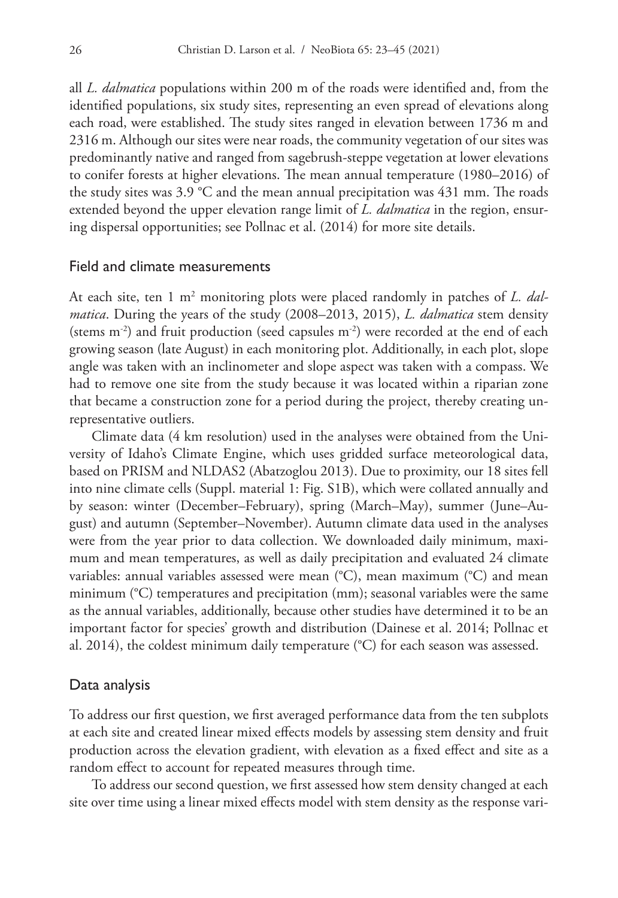all *L. dalmatica* populations within 200 m of the roads were identified and, from the identified populations, six study sites, representing an even spread of elevations along each road, were established. The study sites ranged in elevation between 1736 m and 2316 m. Although our sites were near roads, the community vegetation of our sites was predominantly native and ranged from sagebrush-steppe vegetation at lower elevations to conifer forests at higher elevations. The mean annual temperature (1980–2016) of the study sites was 3.9 °C and the mean annual precipitation was 431 mm. The roads extended beyond the upper elevation range limit of *L. dalmatica* in the region, ensuring dispersal opportunities; see Pollnac et al. (2014) for more site details.

## Field and climate measurements

At each site, ten 1 $m^2$ monitoring plots were placed randomly in patches of *L. dalmatica*. During the years of the study (2008–2013, 2015), *L. dalmatica* stem density (stems $m^{-2}$) and fruit production (seed capsules $m^{-2}$) were recorded at the end of each growing season (late August) in each monitoring plot. Additionally, in each plot, slope angle was taken with an inclinometer and slope aspect was taken with a compass. We had to remove one site from the study because it was located within a riparian zone that became a construction zone for a period during the project, thereby creating unrepresentative outliers.

Climate data (4 km resolution) used in the analyses were obtained from the University of Idaho's Climate Engine, which uses gridded surface meteorological data, based on PRISM and NLDAS2 (Abatzoglou 2013). Due to proximity, our 18 sites fell into nine climate cells (Suppl. material 1: Fig. S1B), which were collated annually and by season: winter (December–February), spring (March–May), summer (June–August) and autumn (September–November). Autumn climate data used in the analyses were from the year prior to data collection. We downloaded daily minimum, maximum and mean temperatures, as well as daily precipitation and evaluated 24 climate variables: annual variables assessed were mean (°C), mean maximum (°C) and mean minimum (°C) temperatures and precipitation (mm); seasonal variables were the same as the annual variables, additionally, because other studies have determined it to be an important factor for species' growth and distribution (Dainese et al. 2014; Pollnac et al. 2014), the coldest minimum daily temperature (°C) for each season was assessed.

## Data analysis

To address our first question, we first averaged performance data from the ten subplots at each site and created linear mixed effects models by assessing stem density and fruit production across the elevation gradient, with elevation as a fixed effect and site as a random effect to account for repeated measures through time.

To address our second question, we first assessed how stem density changed at each site over time using a linear mixed effects model with stem density as the response vari-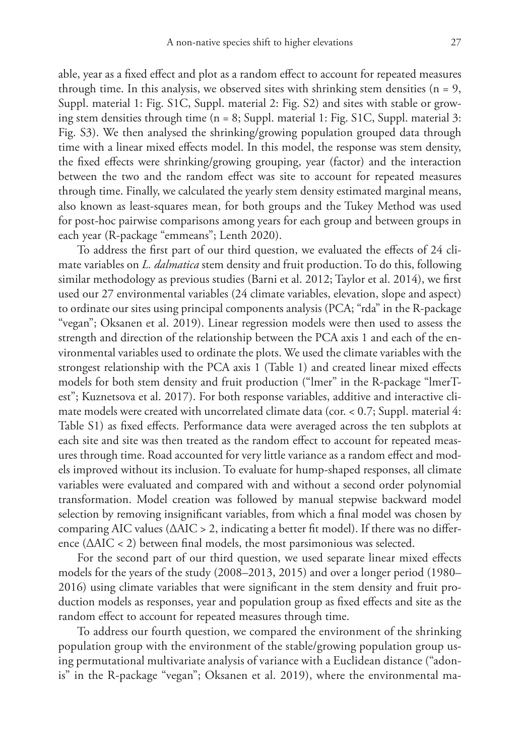able, year as a fixed effect and plot as a random effect to account for repeated measures through time. In this analysis, we observed sites with shrinking stem densities ($n = 9$, Suppl. material 1: Fig. S1C, Suppl. material 2: Fig. S2) and sites with stable or growing stem densities through time ($n = 8$; Suppl. material 1: Fig. S1C, Suppl. material 3: Fig. S3). We then analysed the shrinking/growing population grouped data through time with a linear mixed effects model. In this model, the response was stem density, the fixed effects were shrinking/growing grouping, year (factor) and the interaction between the two and the random effect was site to account for repeated measures through time. Finally, we calculated the yearly stem density estimated marginal means, also known as least-squares mean, for both groups and the Tukey Method was used for post-hoc pairwise comparisons among years for each group and between groups in each year (R-package "emmeans"; Lenth 2020).

To address the first part of our third question, we evaluated the effects of 24 climate variables on *L. dalmatica* stem density and fruit production. To do this, following similar methodology as previous studies (Barni et al. 2012; Taylor et al. 2014), we first used our 27 environmental variables (24 climate variables, elevation, slope and aspect) to ordinate our sites using principal components analysis (PCA; "rda" in the R-package "vegan"; Oksanen et al. 2019). Linear regression models were then used to assess the strength and direction of the relationship between the PCA axis 1 and each of the environmental variables used to ordinate the plots. We used the climate variables with the strongest relationship with the PCA axis 1 (Table 1) and created linear mixed effects models for both stem density and fruit production ("lmer" in the R-package "lmerTest"; Kuznetsova et al. 2017). For both response variables, additive and interactive climate models were created with uncorrelated climate data (cor. < 0.7; Suppl. material 4: Table S1) as fixed effects. Performance data were averaged across the ten subplots at each site and site was then treated as the random effect to account for repeated measures through time. Road accounted for very little variance as a random effect and models improved without its inclusion. To evaluate for hump-shaped responses, all climate variables were evaluated and compared with and without a second order polynomial transformation. Model creation was followed by manual stepwise backward model selection by removing insignificant variables, from which a final model was chosen by comparing AIC values ($\Delta AIC > 2$, indicating a better fit model). If there was no difference ($\Delta AIC < 2$) between final models, the most parsimonious was selected.

For the second part of our third question, we used separate linear mixed effects models for the years of the study (2008–2013, 2015) and over a longer period (1980–2016) using climate variables that were significant in the stem density and fruit production models as responses, year and population group as fixed effects and site as the random effect to account for repeated measures through time.

To address our fourth question, we compared the environment of the shrinking population group with the environment of the stable/growing population group using permutational multivariate analysis of variance with a Euclidean distance ("adonis" in the R-package "vegan"; Oksanen et al. 2019), where the environmental ma-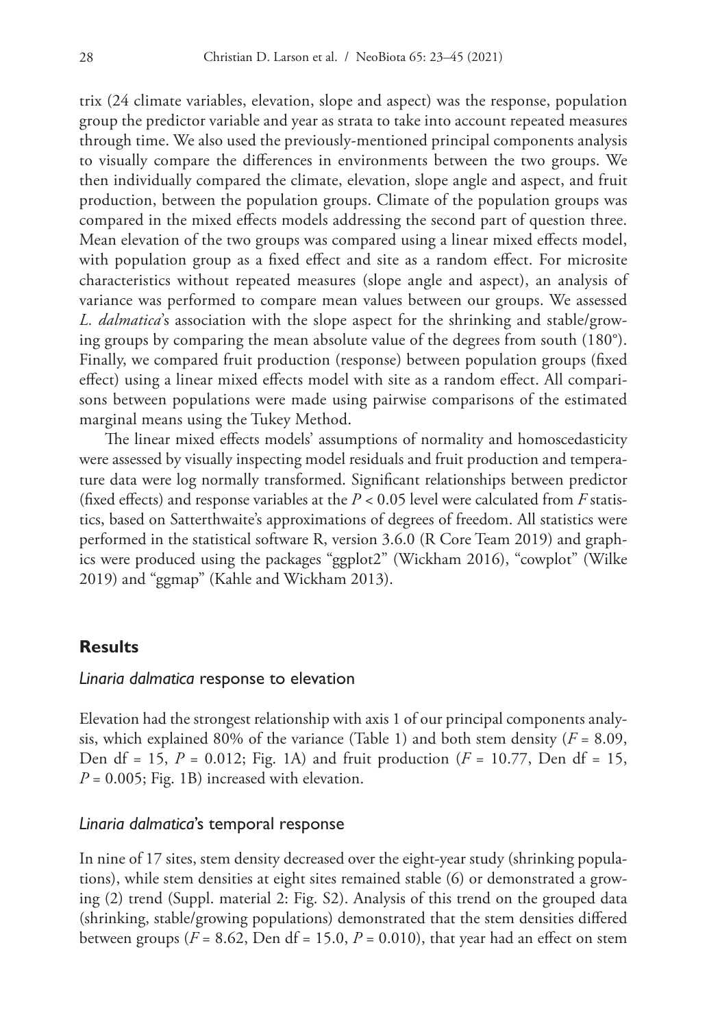trix (24 climate variables, elevation, slope and aspect) was the response, population group the predictor variable and year as strata to take into account repeated measures through time. We also used the previously-mentioned principal components analysis to visually compare the differences in environments between the two groups. We then individually compared the climate, elevation, slope angle and aspect, and fruit production, between the population groups. Climate of the population groups was compared in the mixed effects models addressing the second part of question three. Mean elevation of the two groups was compared using a linear mixed effects model, with population group as a fixed effect and site as a random effect. For microsite characteristics without repeated measures (slope angle and aspect), an analysis of variance was performed to compare mean values between our groups. We assessed *L. dalmatica*'s association with the slope aspect for the shrinking and stable/growing groups by comparing the mean absolute value of the degrees from south (180°). Finally, we compared fruit production (response) between population groups (fixed effect) using a linear mixed effects model with site as a random effect. All comparisons between populations were made using pairwise comparisons of the estimated marginal means using the Tukey Method.

The linear mixed effects models' assumptions of normality and homoscedasticity were assessed by visually inspecting model residuals and fruit production and temperature data were log normally transformed. Significant relationships between predictor (fixed effects) and response variables at the $P < 0.05$ level were calculated from $F$ statistics, based on Satterthwaite's approximations of degrees of freedom. All statistics were performed in the statistical software R, version 3.6.0 (R Core Team 2019) and graphics were produced using the packages "ggplot2" (Wickham 2016), "cowplot" (Wilke 2019) and "ggmap" (Kahle and Wickham 2013).

## Results

### *Linaria dalmatica* response to elevation

Elevation had the strongest relationship with axis 1 of our principal components analysis, which explained 80% of the variance (Table 1) and both stem density ($F = 8.09$, Den df = 15, $P = 0.012$; Fig. 1A) and fruit production ($F = 10.77$, Den df = 15, $P = 0.005$; Fig. 1B) increased with elevation.

### *Linaria dalmatica*'s temporal response

In nine of 17 sites, stem density decreased over the eight-year study (shrinking populations), while stem densities at eight sites remained stable (6) or demonstrated a growing (2) trend (Suppl. material 2: Fig. S2). Analysis of this trend on the grouped data (shrinking, stable/growing populations) demonstrated that the stem densities differed between groups ($F = 8.62$, Den df = 15.0, $P = 0.010$), that year had an effect on stem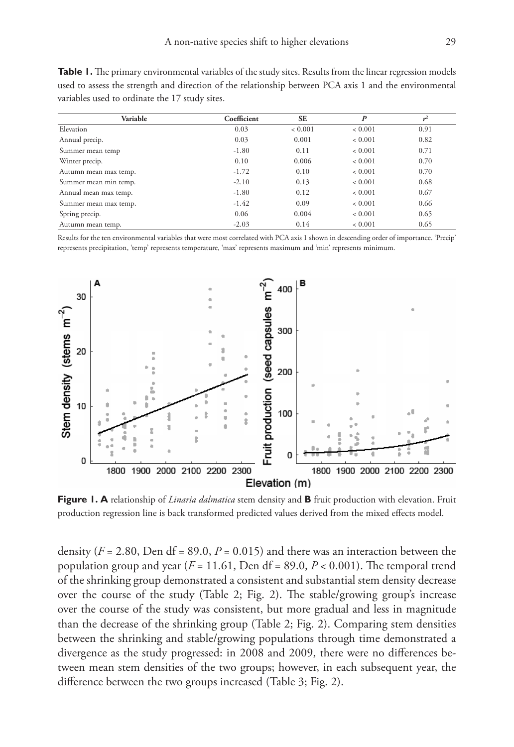**Table 1.** The primary environmental variables of the study sites. Results from the linear regression models used to assess the strength and direction of the relationship between PCA axis 1 and the environmental variables used to ordinate the 17 study sites.

| Variable | Coefficient | SE | $P$ | $r^2$ |
|---|---|---|---|---|
| Elevation | 0.03 | < 0.001 | < 0.001 | 0.91 |
| Annual precip. | 0.03 | 0.001 | < 0.001 | 0.82 |
| Summer mean temp | -1.80 | 0.11 | < 0.001 | 0.71 |
| Winter precip. | 0.10 | 0.006 | < 0.001 | 0.70 |
| Autumn mean max temp. | -1.72 | 0.10 | < 0.001 | 0.70 |
| Summer mean min temp. | -2.10 | 0.13 | < 0.001 | 0.68 |
| Annual mean max temp. | -1.80 | 0.12 | < 0.001 | 0.67 |
| Summer mean max temp. | -1.42 | 0.09 | < 0.001 | 0.66 |
| Spring precip. | 0.06 | 0.004 | < 0.001 | 0.65 |
| Autumn mean temp. | -2.03 | 0.14 | < 0.001 | 0.65 |

Results for the ten environmental variables that were most correlated with PCA axis 1 shown in descending order of importance. 'Precip' represents precipitation, 'temp' represents temperature, 'max' represents maximum and 'min' represents minimum.

**Figure 1. A** relationship of *Linaria dalmatica* stem density and **B** fruit production with elevation. Fruit production regression line is back transformed predicted values derived from the mixed effects model.

density ($F = 2.80$, Den df = 89.0, $P = 0.015$) and there was an interaction between the population group and year ($F = 11.61$, Den df = 89.0, $P < 0.001$). The temporal trend of the shrinking group demonstrated a consistent and substantial stem density decrease over the course of the study (Table 2; Fig. 2). The stable/growing group's increase over the course of the study was consistent, but more gradual and less in magnitude than the decrease of the shrinking group (Table 2; Fig. 2). Comparing stem densities between the shrinking and stable/growing populations through time demonstrated a divergence as the study progressed: in 2008 and 2009, there were no differences between mean stem densities of the two groups; however, in each subsequent year, the difference between the two groups increased (Table 3; Fig. 2).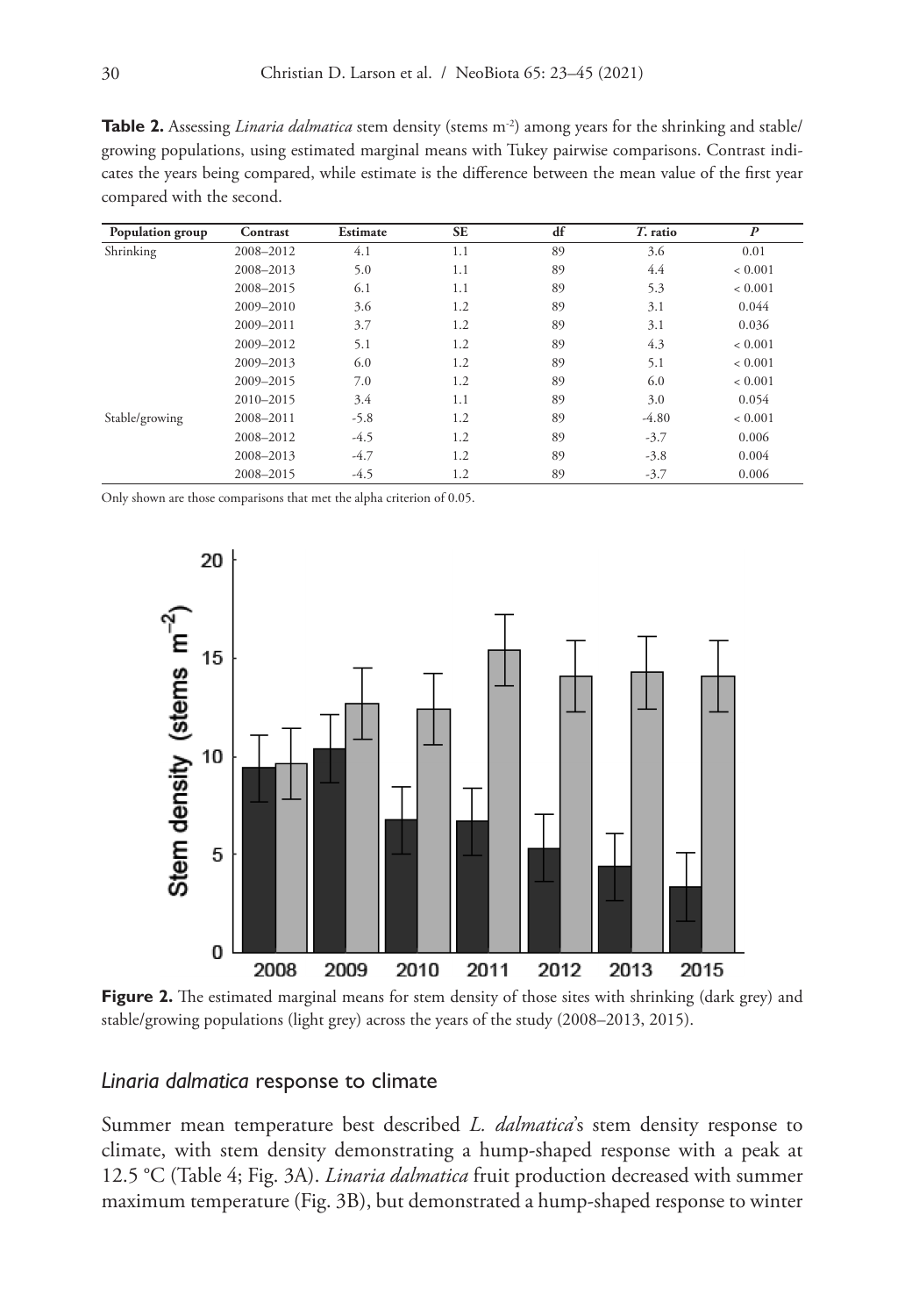**Table 2.** Assessing *Linaria dalmatica* stem density (stems $m^{-2}$) among years for the shrinking and stable/growing populations, using estimated marginal means with Tukey pairwise comparisons. Contrast indicates the years being compared, while estimate is the difference between the mean value of the first year compared with the second.

| Population group | Contrast | Estimate | SE | df | *T*. ratio | *P* |
|---|---|---|---|---|---|---|
| Shrinking | 2008–2012 | 4.1 | 1.1 | 89 | 3.6 | 0.01 |
| | 2008–2013 | 5.0 | 1.1 | 89 | 4.4 | < 0.001 |
| | 2008–2015 | 6.1 | 1.1 | 89 | 5.3 | < 0.001 |
| | 2009–2010 | 3.6 | 1.2 | 89 | 3.1 | 0.044 |
| | 2009–2011 | 3.7 | 1.2 | 89 | 3.1 | 0.036 |
| | 2009–2012 | 5.1 | 1.2 | 89 | 4.3 | < 0.001 |
| | 2009–2013 | 6.0 | 1.2 | 89 | 5.1 | < 0.001 |
| | 2009–2015 | 7.0 | 1.2 | 89 | 6.0 | < 0.001 |
| | 2010–2015 | 3.4 | 1.1 | 89 | 3.0 | 0.054 |
| Stable/growing | 2008–2011 | -5.8 | 1.2 | 89 | -4.80 | < 0.001 |
| | 2008–2012 | -4.5 | 1.2 | 89 | -3.7 | 0.006 |
| | 2008–2013 | -4.7 | 1.2 | 89 | -3.8 | 0.004 |
| | 2008–2015 | -4.5 | 1.2 | 89 | -3.7 | 0.006 |

Only shown are those comparisons that met the alpha criterion of 0.05.

**Figure 2.** The estimated marginal means for stem density of those sites with shrinking (dark grey) and stable/growing populations (light grey) across the years of the study (2008–2013, 2015).

## *Linaria dalmatica* response to climate

Summer mean temperature best described *L. dalmatica*'s stem density response to climate, with stem density demonstrating a hump-shaped response with a peak at 12.5 °C (Table 4; Fig. 3A). *Linaria dalmatica* fruit production decreased with summer maximum temperature (Fig. 3B), but demonstrated a hump-shaped response to winter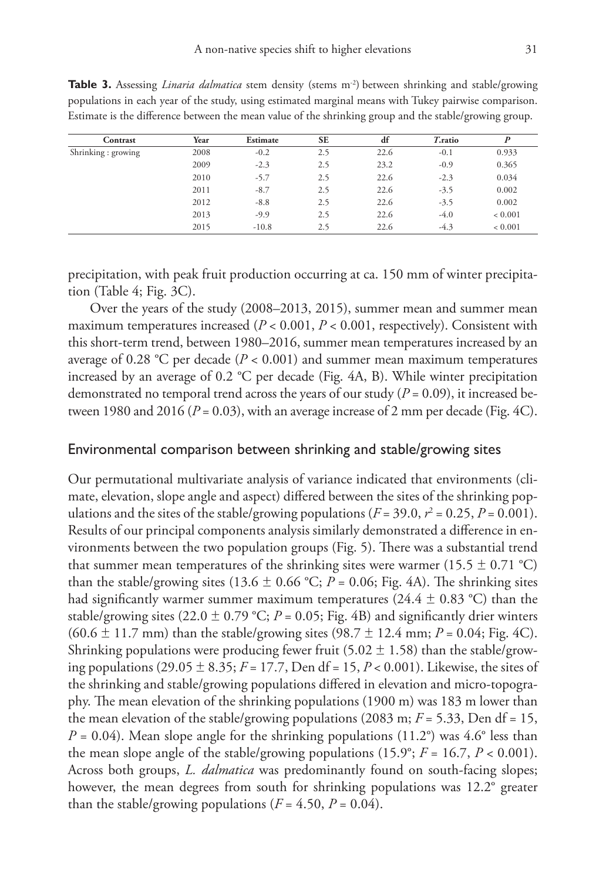**Table 3.** Assessing *Linaria dalmatica* stem density (stems m$^{-2}$) between shrinking and stable/growing populations in each year of the study, using estimated marginal means with Tukey pairwise comparison. Estimate is the difference between the mean value of the shrinking group and the stable/growing group.

| Contrast | Year | Estimate | SE | df | *T*.ratio | *P* |
|---|---|---|---|---|---|---|
| Shrinking : growing | 2008 | -0.2 | 2.5 | 22.6 | -0.1 | 0.933 |
| | 2009 | -2.3 | 2.5 | 23.2 | -0.9 | 0.365 |
| | 2010 | -5.7 | 2.5 | 22.6 | -2.3 | 0.034 |
| | 2011 | -8.7 | 2.5 | 22.6 | -3.5 | 0.002 |
| | 2012 | -8.8 | 2.5 | 22.6 | -3.5 | 0.002 |
| | 2013 | -9.9 | 2.5 | 22.6 | -4.0 | < 0.001 |
| | 2015 | -10.8 | 2.5 | 22.6 | -4.3 | < 0.001 |

precipitation, with peak fruit production occurring at ca. 150 mm of winter precipitation (Table 4; Fig. 3C).

Over the years of the study (2008–2013, 2015), summer mean and summer mean maximum temperatures increased ($P < 0.001$, $P < 0.001$, respectively). Consistent with this short-term trend, between 1980–2016, summer mean temperatures increased by an average of 0.28 °C per decade ($P < 0.001$) and summer mean maximum temperatures increased by an average of 0.2 °C per decade (Fig. 4A, B). While winter precipitation demonstrated no temporal trend across the years of our study ($P = 0.09$), it increased between 1980 and 2016 ($P = 0.03$), with an average increase of 2 mm per decade (Fig. 4C).

## Environmental comparison between shrinking and stable/growing sites

Our permutational multivariate analysis of variance indicated that environments (climate, elevation, slope angle and aspect) differed between the sites of the shrinking populations and the sites of the stable/growing populations ($F = 39.0$, $r^2 = 0.25$, $P = 0.001$). Results of our principal components analysis similarly demonstrated a difference in environments between the two population groups (Fig. 5). There was a substantial trend that summer mean temperatures of the shrinking sites were warmer (15.5 ± 0.71 °C) than the stable/growing sites (13.6 ± 0.66 °C; $P = 0.06$; Fig. 4A). The shrinking sites had significantly warmer summer maximum temperatures (24.4 ± 0.83 °C) than the stable/growing sites (22.0 ± 0.79 °C; $P = 0.05$; Fig. 4B) and significantly drier winters (60.6 ± 11.7 mm) than the stable/growing sites (98.7 ± 12.4 mm; $P = 0.04$; Fig. 4C). Shrinking populations were producing fewer fruit (5.02 ± 1.58) than the stable/growing populations (29.05 ± 8.35; $F = 17.7$, Den df = 15, $P < 0.001$). Likewise, the sites of the shrinking and stable/growing populations differed in elevation and micro-topography. The mean elevation of the shrinking populations (1900 m) was 183 m lower than the mean elevation of the stable/growing populations (2083 m; $F = 5.33$, Den df = 15, $P = 0.04$). Mean slope angle for the shrinking populations (11.2°) was 4.6° less than the mean slope angle of the stable/growing populations (15.9°; $F = 16.7$, $P < 0.001$). Across both groups, *L. dalmatica* was predominantly found on south-facing slopes; however, the mean degrees from south for shrinking populations was 12.2° greater than the stable/growing populations ($F = 4.50$, $P = 0.04$).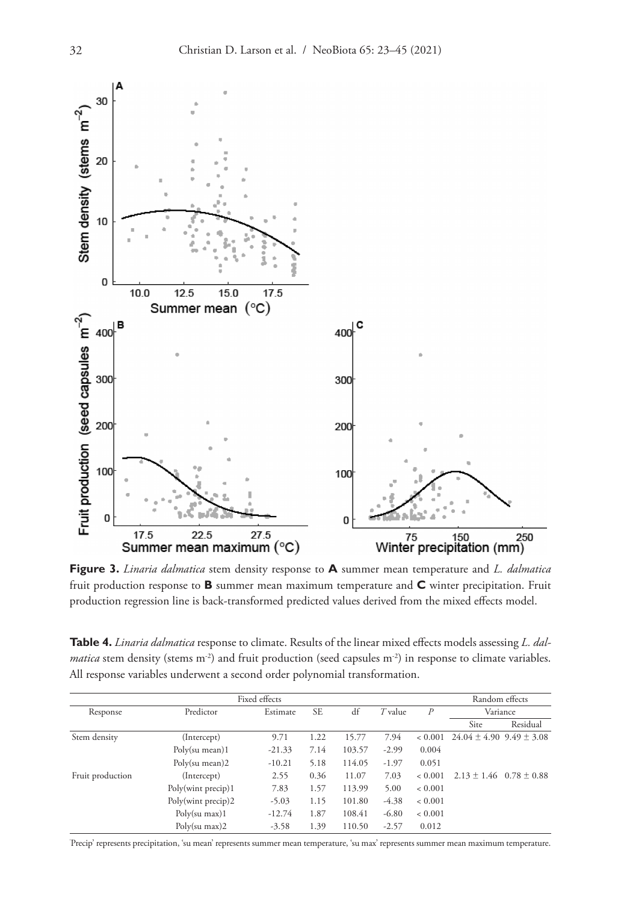**Figure 3.** *Linaria dalmatica* stem density response to **A** summer mean temperature and *L. dalmatica* fruit production response to **B** summer mean maximum temperature and **C** winter precipitation. Fruit production regression line is back-transformed predicted values derived from the mixed effects model.

**Table 4.** *Linaria dalmatica* response to climate. Results of the linear mixed effects models assessing *L. dalmatica* stem density (stems $m^{-2}$) and fruit production (seed capsules $m^{-2}$) in response to climate variables. All response variables underwent a second order polynomial transformation.

| | Fixed effects | | | | | | Random effects | |
|---|---|---|---|---|---|---|---|---|
| Response | Predictor | Estimate | SE | df | *T* value | *P* | Variance | |
| | | | | | | | Site | Residual |
| Stem density | (Intercept) | 9.71 | 1.22 | 15.77 | 7.94 | < 0.001 | 24.04 ± 4.90 | 9.49 ± 3.08 |
| | Poly(su mean)1 | -21.33 | 7.14 | 103.57 | -2.99 | 0.004 | | |
| | Poly(su mean)2 | -10.21 | 5.18 | 114.05 | -1.97 | 0.051 | | |
| Fruit production | (Intercept) | 2.55 | 0.36 | 11.07 | 7.03 | < 0.001 | 2.13 ± 1.46 | 0.78 ± 0.88 |
| | Poly(wint precip)1 | 7.83 | 1.57 | 113.99 | 5.00 | < 0.001 | | |
| | Poly(wint precip)2 | -5.03 | 1.15 | 101.80 | -4.38 | < 0.001 | | |
| | Poly(su max)1 | -12.74 | 1.87 | 108.41 | -6.80 | < 0.001 | | |
| | Poly(su max)2 | -3.58 | 1.39 | 110.50 | -2.57 | 0.012 | | |

'Precip' represents precipitation, 'su mean' represents summer mean temperature, 'su max' represents summer mean maximum temperature.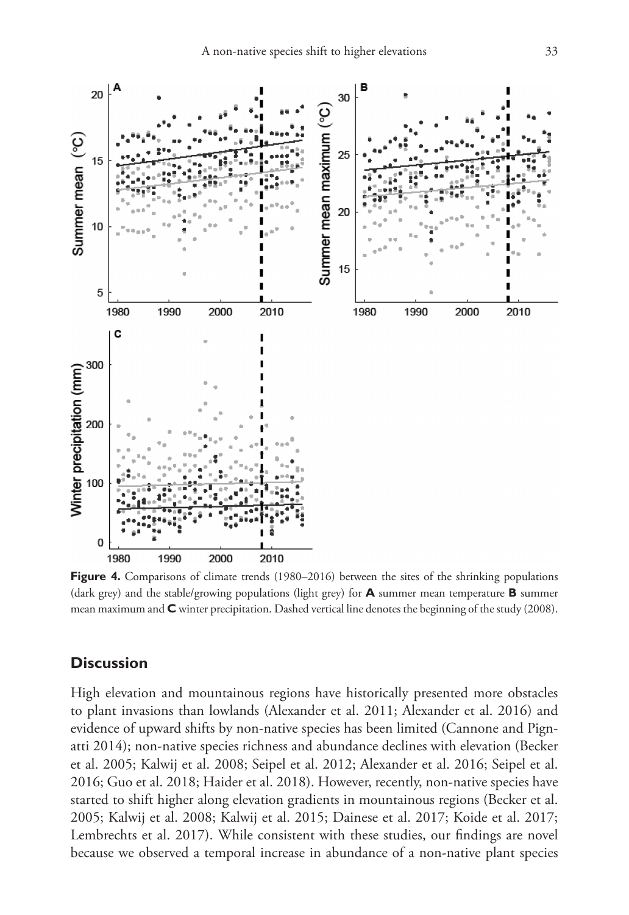**Figure 4.** Comparisons of climate trends (1980–2016) between the sites of the shrinking populations (dark grey) and the stable/growing populations (light grey) for **A** summer mean temperature **B** summer mean maximum and **C** winter precipitation. Dashed vertical line denotes the beginning of the study (2008).

## Discussion

High elevation and mountainous regions have historically presented more obstacles to plant invasions than lowlands (Alexander et al. 2011; Alexander et al. 2016) and evidence of upward shifts by non-native species has been limited (Cannone and Pignatti 2014); non-native species richness and abundance declines with elevation (Becker et al. 2005; Kalwij et al. 2008; Seipel et al. 2012; Alexander et al. 2016; Seipel et al. 2016; Guo et al. 2018; Haider et al. 2018). However, recently, non-native species have started to shift higher along elevation gradients in mountainous regions (Becker et al. 2005; Kalwij et al. 2008; Kalwij et al. 2015; Dainese et al. 2017; Koide et al. 2017; Lembrechts et al. 2017). While consistent with these studies, our findings are novel because we observed a temporal increase in abundance of a non-native plant species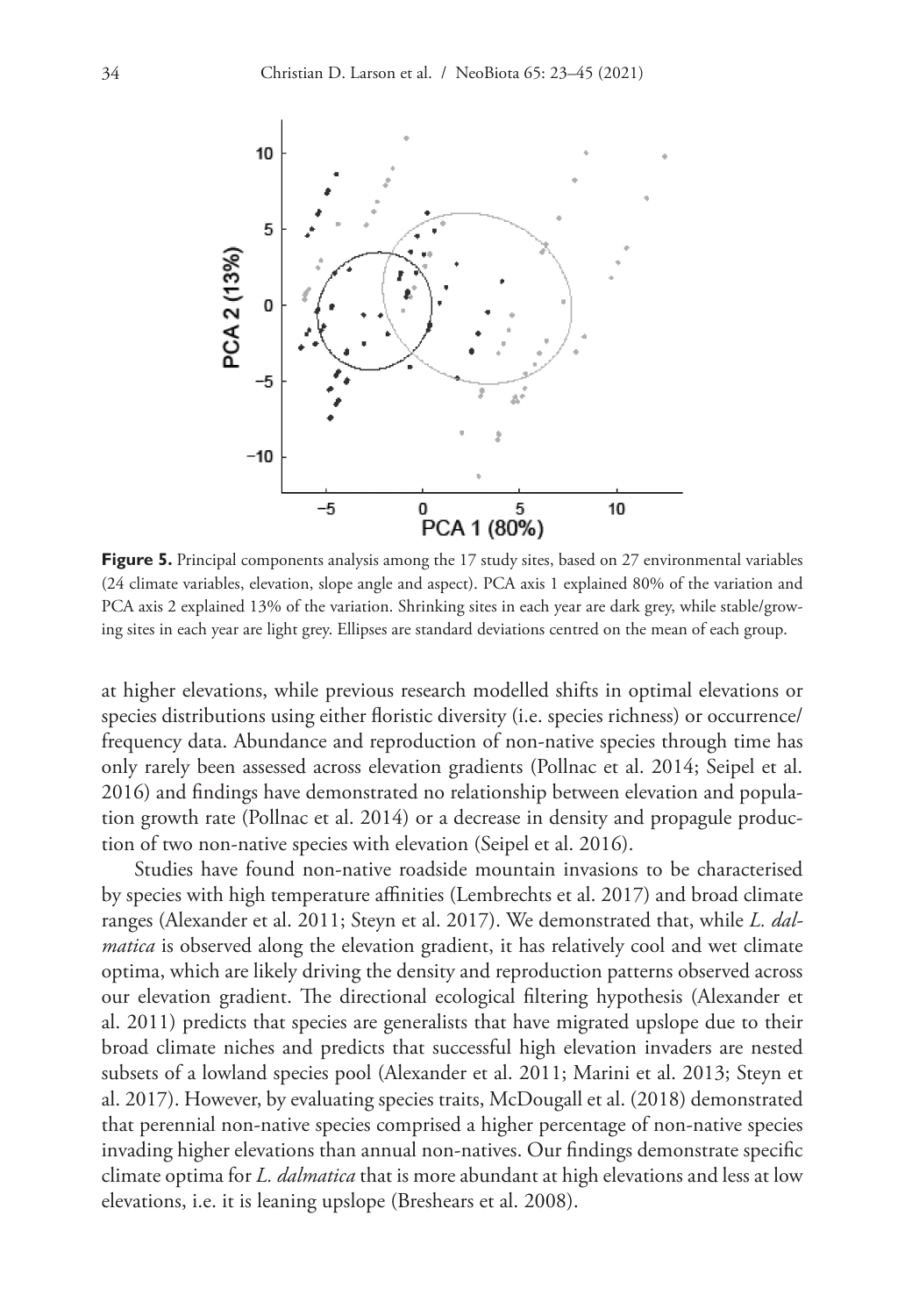**Figure 5.** Principal components analysis among the 17 study sites, based on 27 environmental variables (24 climate variables, elevation, slope angle and aspect). PCA axis 1 explained 80% of the variation and PCA axis 2 explained 13% of the variation. Shrinking sites in each year are dark grey, while stable/growing sites in each year are light grey. Ellipses are standard deviations centred on the mean of each group.

at higher elevations, while previous research modelled shifts in optimal elevations or species distributions using either floristic diversity (i.e. species richness) or occurrence/frequency data. Abundance and reproduction of non-native species through time has only rarely been assessed across elevation gradients (Pollnac et al. 2014; Seipel et al. 2016) and findings have demonstrated no relationship between elevation and population growth rate (Pollnac et al. 2014) or a decrease in density and propagule production of two non-native species with elevation (Seipel et al. 2016).

Studies have found non-native roadside mountain invasions to be characterised by species with high temperature affinities (Lembrechts et al. 2017) and broad climate ranges (Alexander et al. 2011; Steyn et al. 2017). We demonstrated that, while *L. dalmatica* is observed along the elevation gradient, it has relatively cool and wet climate optima, which are likely driving the density and reproduction patterns observed across our elevation gradient. The directional ecological filtering hypothesis (Alexander et al. 2011) predicts that species are generalists that have migrated upslope due to their broad climate niches and predicts that successful high elevation invaders are nested subsets of a lowland species pool (Alexander et al. 2011; Marini et al. 2013; Steyn et al. 2017). However, by evaluating species traits, McDougall et al. (2018) demonstrated that perennial non-native species comprised a higher percentage of non-native species invading higher elevations than annual non-natives. Our findings demonstrate specific climate optima for *L. dalmatica* that is more abundant at high elevations and less at low elevations, i.e. it is leaning upslope (Breshears et al. 2008).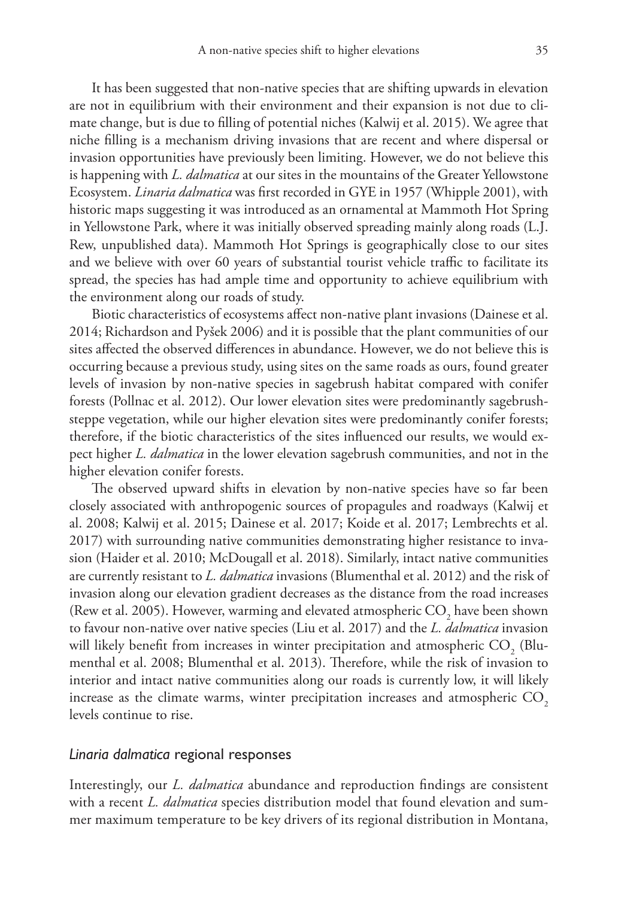It has been suggested that non-native species that are shifting upwards in elevation are not in equilibrium with their environment and their expansion is not due to climate change, but is due to filling of potential niches (Kalwij et al. 2015). We agree that niche filling is a mechanism driving invasions that are recent and where dispersal or invasion opportunities have previously been limiting. However, we do not believe this is happening with *L. dalmatica* at our sites in the mountains of the Greater Yellowstone Ecosystem. *Linaria dalmatica* was first recorded in GYE in 1957 (Whipple 2001), with historic maps suggesting it was introduced as an ornamental at Mammoth Hot Spring in Yellowstone Park, where it was initially observed spreading mainly along roads (L.J. Rew, unpublished data). Mammoth Hot Springs is geographically close to our sites and we believe with over 60 years of substantial tourist vehicle traffic to facilitate its spread, the species has had ample time and opportunity to achieve equilibrium with the environment along our roads of study.

Biotic characteristics of ecosystems affect non-native plant invasions (Dainese et al. 2014; Richardson and Pyšek 2006) and it is possible that the plant communities of our sites affected the observed differences in abundance. However, we do not believe this is occurring because a previous study, using sites on the same roads as ours, found greater levels of invasion by non-native species in sagebrush habitat compared with conifer forests (Pollnac et al. 2012). Our lower elevation sites were predominantly sagebrush-steppe vegetation, while our higher elevation sites were predominantly conifer forests; therefore, if the biotic characteristics of the sites influenced our results, we would expect higher *L. dalmatica* in the lower elevation sagebrush communities, and not in the higher elevation conifer forests.

The observed upward shifts in elevation by non-native species have so far been closely associated with anthropogenic sources of propagules and roadways (Kalwij et al. 2008; Kalwij et al. 2015; Dainese et al. 2017; Koide et al. 2017; Lembrechts et al. 2017) with surrounding native communities demonstrating higher resistance to invasion (Haider et al. 2010; McDougall et al. 2018). Similarly, intact native communities are currently resistant to *L. dalmatica* invasions (Blumenthal et al. 2012) and the risk of invasion along our elevation gradient decreases as the distance from the road increases (Rew et al. 2005). However, warming and elevated atmospheric $CO_2$ have been shown to favour non-native over native species (Liu et al. 2017) and the *L. dalmatica* invasion will likely benefit from increases in winter precipitation and atmospheric $CO_2$ (Blumenthal et al. 2008; Blumenthal et al. 2013). Therefore, while the risk of invasion to interior and intact native communities along our roads is currently low, it will likely increase as the climate warms, winter precipitation increases and atmospheric $CO_2$ levels continue to rise.

### *Linaria dalmatica* regional responses

Interestingly, our *L. dalmatica* abundance and reproduction findings are consistent with a recent *L. dalmatica* species distribution model that found elevation and summer maximum temperature to be key drivers of its regional distribution in Montana,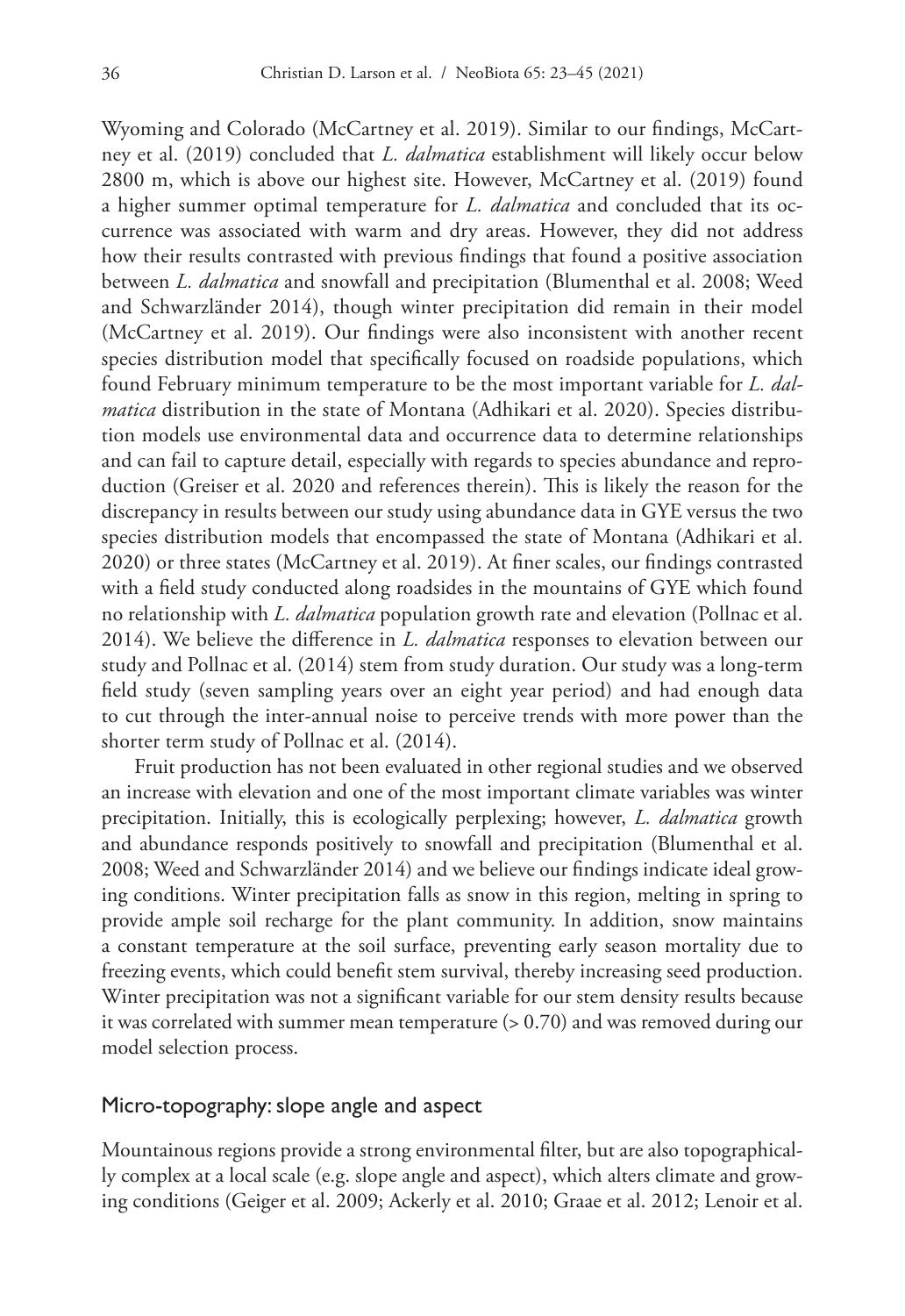Wyoming and Colorado (McCartney et al. 2019). Similar to our findings, McCartney et al. (2019) concluded that *L. dalmatica* establishment will likely occur below 2800 m, which is above our highest site. However, McCartney et al. (2019) found a higher summer optimal temperature for *L. dalmatica* and concluded that its occurrence was associated with warm and dry areas. However, they did not address how their results contrasted with previous findings that found a positive association between *L. dalmatica* and snowfall and precipitation (Blumenthal et al. 2008; Weed and Schwarzländer 2014), though winter precipitation did remain in their model (McCartney et al. 2019). Our findings were also inconsistent with another recent species distribution model that specifically focused on roadside populations, which found February minimum temperature to be the most important variable for *L. dalmatica* distribution in the state of Montana (Adhikari et al. 2020). Species distribution models use environmental data and occurrence data to determine relationships and can fail to capture detail, especially with regards to species abundance and reproduction (Greiser et al. 2020 and references therein). This is likely the reason for the discrepancy in results between our study using abundance data in GYE versus the two species distribution models that encompassed the state of Montana (Adhikari et al. 2020) or three states (McCartney et al. 2019). At finer scales, our findings contrasted with a field study conducted along roadsides in the mountains of GYE which found no relationship with *L. dalmatica* population growth rate and elevation (Pollnac et al. 2014). We believe the difference in *L. dalmatica* responses to elevation between our study and Pollnac et al. (2014) stem from study duration. Our study was a long-term field study (seven sampling years over an eight year period) and had enough data to cut through the inter-annual noise to perceive trends with more power than the shorter term study of Pollnac et al. (2014).

Fruit production has not been evaluated in other regional studies and we observed an increase with elevation and one of the most important climate variables was winter precipitation. Initially, this is ecologically perplexing; however, *L. dalmatica* growth and abundance responds positively to snowfall and precipitation (Blumenthal et al. 2008; Weed and Schwarzländer 2014) and we believe our findings indicate ideal growing conditions. Winter precipitation falls as snow in this region, melting in spring to provide ample soil recharge for the plant community. In addition, snow maintains a constant temperature at the soil surface, preventing early season mortality due to freezing events, which could benefit stem survival, thereby increasing seed production. Winter precipitation was not a significant variable for our stem density results because it was correlated with summer mean temperature (> 0.70) and was removed during our model selection process.

## Micro-topography: slope angle and aspect

Mountainous regions provide a strong environmental filter, but are also topographically complex at a local scale (e.g. slope angle and aspect), which alters climate and growing conditions (Geiger et al. 2009; Ackerly et al. 2010; Graae et al. 2012; Lenoir et al.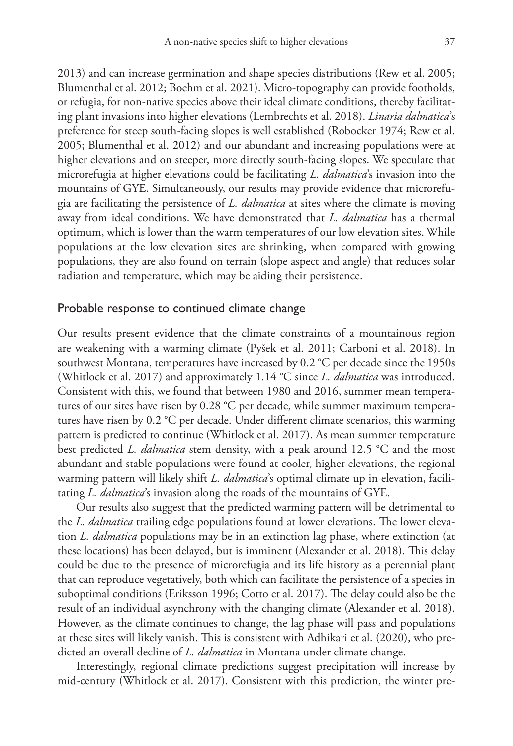2013) and can increase germination and shape species distributions (Rew et al. 2005; Blumenthal et al. 2012; Boehm et al. 2021). Micro-topography can provide footholds, or refugia, for non-native species above their ideal climate conditions, thereby facilitating plant invasions into higher elevations (Lembrechts et al. 2018). *Linaria dalmatica*'s preference for steep south-facing slopes is well established (Robocker 1974; Rew et al. 2005; Blumenthal et al. 2012) and our abundant and increasing populations were at higher elevations and on steeper, more directly south-facing slopes. We speculate that microrefugia at higher elevations could be facilitating *L. dalmatica*'s invasion into the mountains of GYE. Simultaneously, our results may provide evidence that microrefugia are facilitating the persistence of *L. dalmatica* at sites where the climate is moving away from ideal conditions. We have demonstrated that *L. dalmatica* has a thermal optimum, which is lower than the warm temperatures of our low elevation sites. While populations at the low elevation sites are shrinking, when compared with growing populations, they are also found on terrain (slope aspect and angle) that reduces solar radiation and temperature, which may be aiding their persistence.

### Probable response to continued climate change

Our results present evidence that the climate constraints of a mountainous region are weakening with a warming climate (Pyšek et al. 2011; Carboni et al. 2018). In southwest Montana, temperatures have increased by 0.2 °C per decade since the 1950s (Whitlock et al. 2017) and approximately 1.14 °C since *L. dalmatica* was introduced. Consistent with this, we found that between 1980 and 2016, summer mean temperatures of our sites have risen by 0.28 °C per decade, while summer maximum temperatures have risen by 0.2 °C per decade. Under different climate scenarios, this warming pattern is predicted to continue (Whitlock et al. 2017). As mean summer temperature best predicted *L. dalmatica* stem density, with a peak around 12.5 °C and the most abundant and stable populations were found at cooler, higher elevations, the regional warming pattern will likely shift *L. dalmatica*'s optimal climate up in elevation, facilitating *L. dalmatica*'s invasion along the roads of the mountains of GYE.

Our results also suggest that the predicted warming pattern will be detrimental to the *L. dalmatica* trailing edge populations found at lower elevations. The lower elevation *L. dalmatica* populations may be in an extinction lag phase, where extinction (at these locations) has been delayed, but is imminent (Alexander et al. 2018). This delay could be due to the presence of microrefugia and its life history as a perennial plant that can reproduce vegetatively, both which can facilitate the persistence of a species in suboptimal conditions (Eriksson 1996; Cotto et al. 2017). The delay could also be the result of an individual asynchrony with the changing climate (Alexander et al. 2018). However, as the climate continues to change, the lag phase will pass and populations at these sites will likely vanish. This is consistent with Adhikari et al. (2020), who predicted an overall decline of *L. dalmatica* in Montana under climate change.

Interestingly, regional climate predictions suggest precipitation will increase by mid-century (Whitlock et al. 2017). Consistent with this prediction, the winter pre-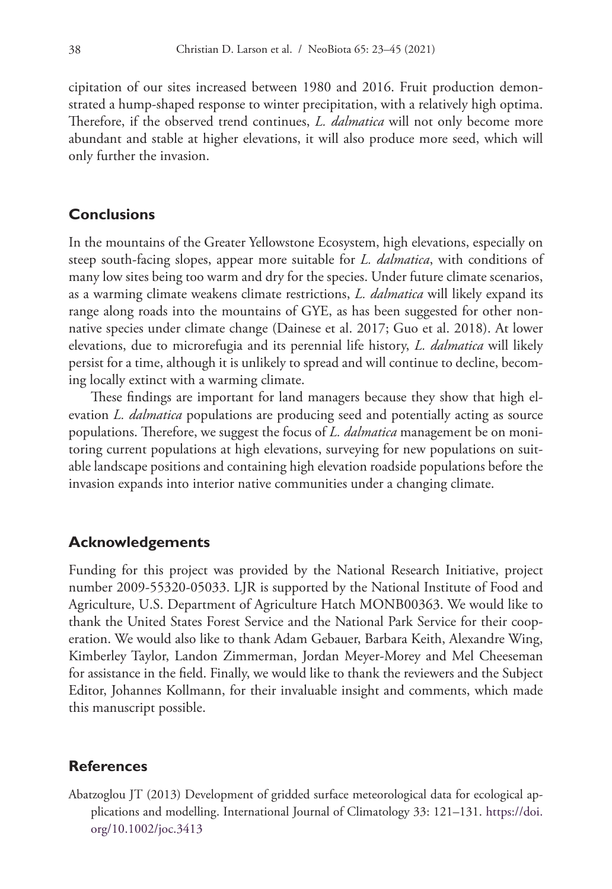cipitation of our sites increased between 1980 and 2016. Fruit production demonstrated a hump-shaped response to winter precipitation, with a relatively high optima. Therefore, if the observed trend continues, *L. dalmatica* will not only become more abundant and stable at higher elevations, it will also produce more seed, which will only further the invasion.

## Conclusions

In the mountains of the Greater Yellowstone Ecosystem, high elevations, especially on steep south-facing slopes, appear more suitable for *L. dalmatica*, with conditions of many low sites being too warm and dry for the species. Under future climate scenarios, as a warming climate weakens climate restrictions, *L. dalmatica* will likely expand its range along roads into the mountains of GYE, as has been suggested for other non-native species under climate change (Dainese et al. 2017; Guo et al. 2018). At lower elevations, due to microrefugia and its perennial life history, *L. dalmatica* will likely persist for a time, although it is unlikely to spread and will continue to decline, becoming locally extinct with a warming climate.

These findings are important for land managers because they show that high elevation *L. dalmatica* populations are producing seed and potentially acting as source populations. Therefore, we suggest the focus of *L. dalmatica* management be on monitoring current populations at high elevations, surveying for new populations on suitable landscape positions and containing high elevation roadside populations before the invasion expands into interior native communities under a changing climate.

## Acknowledgements

Funding for this project was provided by the National Research Initiative, project number 2009-55320-05033. LJR is supported by the National Institute of Food and Agriculture, U.S. Department of Agriculture Hatch MONB00363. We would like to thank the United States Forest Service and the National Park Service for their cooperation. We would also like to thank Adam Gebauer, Barbara Keith, Alexandre Wing, Kimberley Taylor, Landon Zimmerman, Jordan Meyer-Morey and Mel Cheeseman for assistance in the field. Finally, we would like to thank the reviewers and the Subject Editor, Johannes Kollmann, for their invaluable insight and comments, which made this manuscript possible.

## References

Abatzoglou JT (2013) Development of gridded surface meteorological data for ecological applications and modelling. International Journal of Climatology 33: 121–131. https://doi.org/10.1002/joc.3413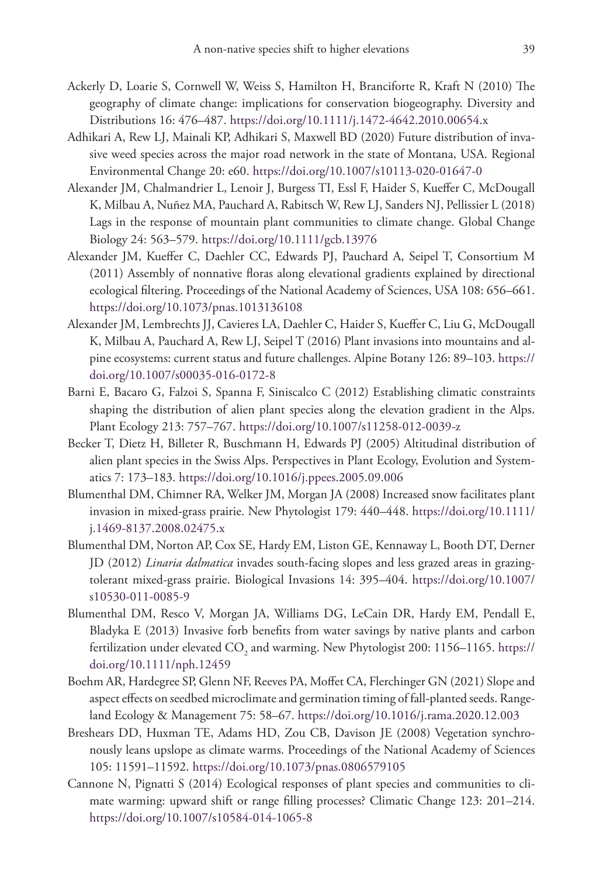Ackerly D, Loarie S, Cornwell W, Weiss S, Hamilton H, Branciforte R, Kraft N (2010) The geography of climate change: implications for conservation biogeography. Diversity and Distributions 16: 476–487. https://doi.org/10.1111/j.1472-4642.2010.00654.x

Adhikari A, Rew LJ, Mainali KP, Adhikari S, Maxwell BD (2020) Future distribution of invasive weed species across the major road network in the state of Montana, USA. Regional Environmental Change 20: e60. https://doi.org/10.1007/s10113-020-01647-0

Alexander JM, Chalmandrier L, Lenoir J, Burgess TI, Essl F, Haider S, Kueffer C, McDougall K, Milbau A, Nuñez MA, Pauchard A, Rabitsch W, Rew LJ, Sanders NJ, Pellissier L (2018) Lags in the response of mountain plant communities to climate change. Global Change Biology 24: 563–579. https://doi.org/10.1111/gcb.13976

Alexander JM, Kueffer C, Daehler CC, Edwards PJ, Pauchard A, Seipel T, Consortium M (2011) Assembly of nonnative floras along elevational gradients explained by directional ecological filtering. Proceedings of the National Academy of Sciences, USA 108: 656–661. https://doi.org/10.1073/pnas.1013136108

Alexander JM, Lembrechts JJ, Cavieres LA, Daehler C, Haider S, Kueffer C, Liu G, McDougall K, Milbau A, Pauchard A, Rew LJ, Seipel T (2016) Plant invasions into mountains and alpine ecosystems: current status and future challenges. Alpine Botany 126: 89–103. https://doi.org/10.1007/s00035-016-0172-8

Barni E, Bacaro G, Falzoi S, Spanna F, Siniscalco C (2012) Establishing climatic constraints shaping the distribution of alien plant species along the elevation gradient in the Alps. Plant Ecology 213: 757–767. https://doi.org/10.1007/s11258-012-0039-z

Becker T, Dietz H, Billeter R, Buschmann H, Edwards PJ (2005) Altitudinal distribution of alien plant species in the Swiss Alps. Perspectives in Plant Ecology, Evolution and Systematics 7: 173–183. https://doi.org/10.1016/j.ppees.2005.09.006

Blumenthal DM, Chimner RA, Welker JM, Morgan JA (2008) Increased snow facilitates plant invasion in mixed-grass prairie. New Phytologist 179: 440–448. https://doi.org/10.1111/j.1469-8137.2008.02475.x

Blumenthal DM, Norton AP, Cox SE, Hardy EM, Liston GE, Kennaway L, Booth DT, Derner JD (2012) *Linaria dalmatica* invades south-facing slopes and less grazed areas in grazing-tolerant mixed-grass prairie. Biological Invasions 14: 395–404. https://doi.org/10.1007/s10530-011-0085-9

Blumenthal DM, Resco V, Morgan JA, Williams DG, LeCain DR, Hardy EM, Pendall E, Bladyka E (2013) Invasive forb benefits from water savings by native plants and carbon fertilization under elevated $CO_2$ and warming. New Phytologist 200: 1156–1165. https://doi.org/10.1111/nph.12459

Boehm AR, Hardegree SP, Glenn NF, Reeves PA, Moffet CA, Flerchinger GN (2021) Slope and aspect effects on seedbed microclimate and germination timing of fall-planted seeds. Rangeland Ecology & Management 75: 58–67. https://doi.org/10.1016/j.rama.2020.12.003

Breshears DD, Huxman TE, Adams HD, Zou CB, Davison JE (2008) Vegetation synchronously leans upslope as climate warms. Proceedings of the National Academy of Sciences 105: 11591–11592. https://doi.org/10.1073/pnas.0806579105

Cannone N, Pignatti S (2014) Ecological responses of plant species and communities to climate warming: upward shift or range filling processes? Climatic Change 123: 201–214. https://doi.org/10.1007/s10584-014-1065-8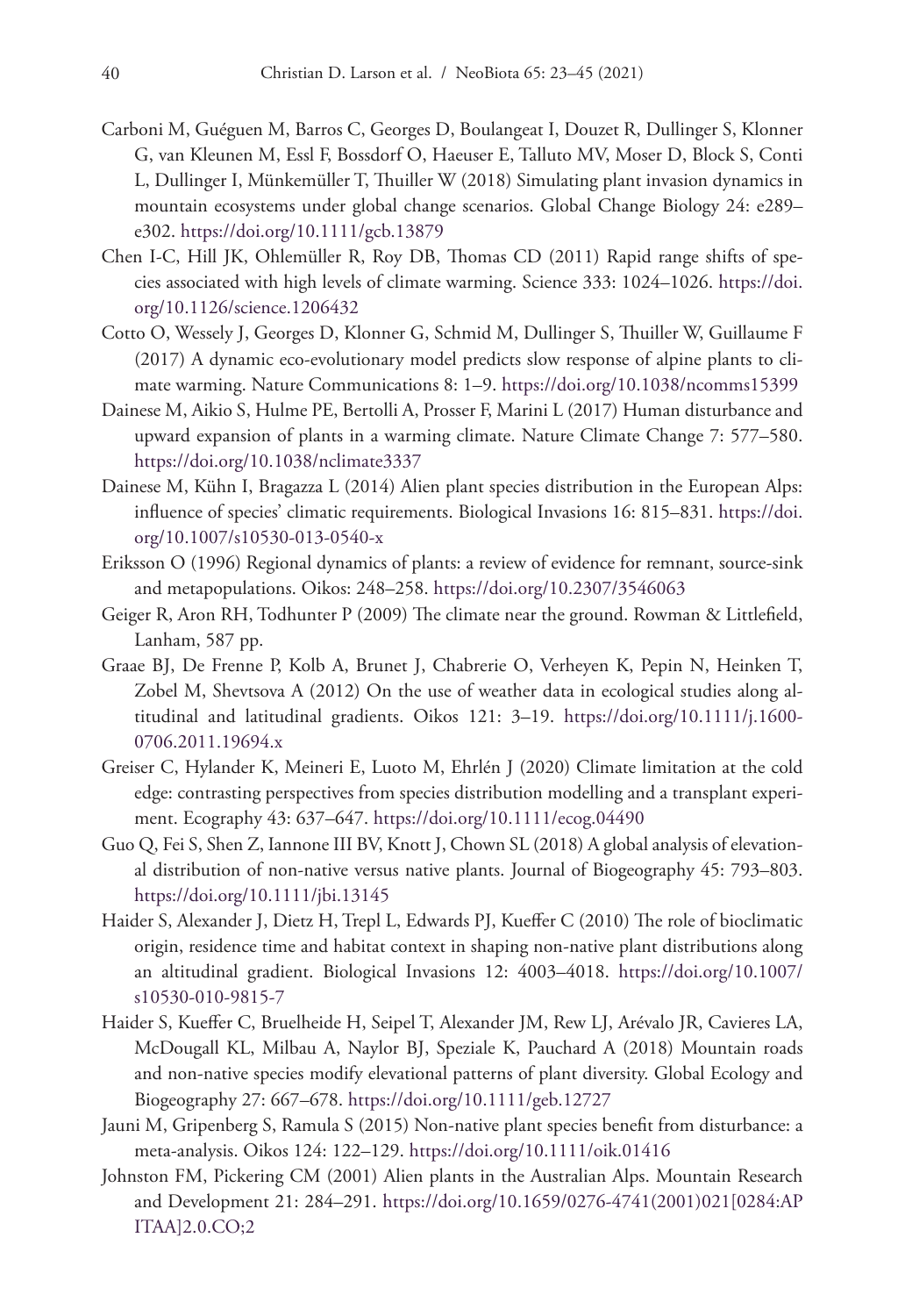Carboni M, Guéguen M, Barros C, Georges D, Boulangeat I, Douzet R, Dullinger S, Klonner G, van Kleunen M, Essl F, Bossdorf O, Haeuser E, Talluto MV, Moser D, Block S, Conti L, Dullinger I, Münkemüller T, Thuiller W (2018) Simulating plant invasion dynamics in mountain ecosystems under global change scenarios. Global Change Biology 24: e289–e302. https://doi.org/10.1111/gcb.13879

Chen I-C, Hill JK, Ohlemüller R, Roy DB, Thomas CD (2011) Rapid range shifts of species associated with high levels of climate warming. Science 333: 1024–1026. https://doi.org/10.1126/science.1206432

Cotto O, Wessely J, Georges D, Klonner G, Schmid M, Dullinger S, Thuiller W, Guillaume F (2017) A dynamic eco-evolutionary model predicts slow response of alpine plants to climate warming. Nature Communications 8: 1–9. https://doi.org/10.1038/ncomms15399

Dainese M, Aikio S, Hulme PE, Bertolli A, Prosser F, Marini L (2017) Human disturbance and upward expansion of plants in a warming climate. Nature Climate Change 7: 577–580. https://doi.org/10.1038/nclimate3337

Dainese M, Kühn I, Bragazza L (2014) Alien plant species distribution in the European Alps: influence of species' climatic requirements. Biological Invasions 16: 815–831. https://doi.org/10.1007/s10530-013-0540-x

Eriksson O (1996) Regional dynamics of plants: a review of evidence for remnant, source-sink and metapopulations. Oikos: 248–258. https://doi.org/10.2307/3546063

Geiger R, Aron RH, Todhunter P (2009) The climate near the ground. Rowman & Littlefield, Lanham, 587 pp.

Graae BJ, De Frenne P, Kolb A, Brunet J, Chabrerie O, Verheyen K, Pepin N, Heinken T, Zobel M, Shevtsova A (2012) On the use of weather data in ecological studies along altitudinal and latitudinal gradients. Oikos 121: 3–19. https://doi.org/10.1111/j.1600-0706.2011.19694.x

Greiser C, Hylander K, Meineri E, Luoto M, Ehrlén J (2020) Climate limitation at the cold edge: contrasting perspectives from species distribution modelling and a transplant experiment. Ecography 43: 637–647. https://doi.org/10.1111/ecog.04490

Guo Q, Fei S, Shen Z, Iannone III BV, Knott J, Chown SL (2018) A global analysis of elevational distribution of non-native versus native plants. Journal of Biogeography 45: 793–803. https://doi.org/10.1111/jbi.13145

Haider S, Alexander J, Dietz H, Trepl L, Edwards PJ, Kueffer C (2010) The role of bioclimatic origin, residence time and habitat context in shaping non-native plant distributions along an altitudinal gradient. Biological Invasions 12: 4003–4018. https://doi.org/10.1007/s10530-010-9815-7

Haider S, Kueffer C, Bruelheide H, Seipel T, Alexander JM, Rew LJ, Arévalo JR, Cavieres LA, McDougall KL, Milbau A, Naylor BJ, Speziale K, Pauchard A (2018) Mountain roads and non-native species modify elevational patterns of plant diversity. Global Ecology and Biogeography 27: 667–678. https://doi.org/10.1111/geb.12727

Jauni M, Gripenberg S, Ramula S (2015) Non-native plant species benefit from disturbance: a meta-analysis. Oikos 124: 122–129. https://doi.org/10.1111/oik.01416

Johnston FM, Pickering CM (2001) Alien plants in the Australian Alps. Mountain Research and Development 21: 284–291. https://doi.org/10.1659/0276-4741(2001)021[0284:APITAA]2.0.CO;2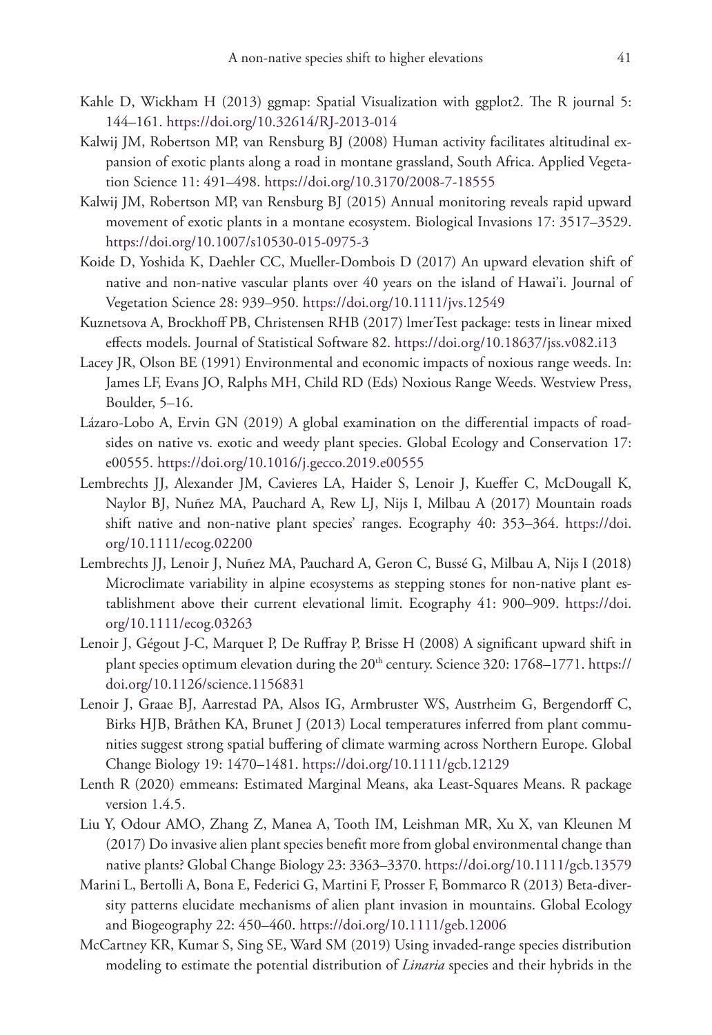Kahle D, Wickham H (2013) ggmap: Spatial Visualization with ggplot2. The R journal 5: 144–161. https://doi.org/10.32614/RJ-2013-014

Kalwij JM, Robertson MP, van Rensburg BJ (2008) Human activity facilitates altitudinal expansion of exotic plants along a road in montane grassland, South Africa. Applied Vegetation Science 11: 491–498. https://doi.org/10.3170/2008-7-18555

Kalwij JM, Robertson MP, van Rensburg BJ (2015) Annual monitoring reveals rapid upward movement of exotic plants in a montane ecosystem. Biological Invasions 17: 3517–3529. https://doi.org/10.1007/s10530-015-0975-3

Koide D, Yoshida K, Daehler CC, Mueller-Dombois D (2017) An upward elevation shift of native and non-native vascular plants over 40 years on the island of Hawai'i. Journal of Vegetation Science 28: 939–950. https://doi.org/10.1111/jvs.12549

Kuznetsova A, Brockhoff PB, Christensen RHB (2017) lmerTest package: tests in linear mixed effects models. Journal of Statistical Software 82. https://doi.org/10.18637/jss.v082.i13

Lacey JR, Olson BE (1991) Environmental and economic impacts of noxious range weeds. In: James LF, Evans JO, Ralphs MH, Child RD (Eds) Noxious Range Weeds. Westview Press, Boulder, 5–16.

Lázaro-Lobo A, Ervin GN (2019) A global examination on the differential impacts of roadsides on native vs. exotic and weedy plant species. Global Ecology and Conservation 17: e00555. https://doi.org/10.1016/j.gecco.2019.e00555

Lembrechts JJ, Alexander JM, Cavieres LA, Haider S, Lenoir J, Kueffer C, McDougall K, Naylor BJ, Nuñez MA, Pauchard A, Rew LJ, Nijs I, Milbau A (2017) Mountain roads shift native and non-native plant species' ranges. Ecography 40: 353–364. https://doi.org/10.1111/ecog.02200

Lembrechts JJ, Lenoir J, Nuñez MA, Pauchard A, Geron C, Bussé G, Milbau A, Nijs I (2018) Microclimate variability in alpine ecosystems as stepping stones for non-native plant establishment above their current elevational limit. Ecography 41: 900–909. https://doi.org/10.1111/ecog.03263

Lenoir J, Gégout J-C, Marquet P, De Ruffray P, Brisse H (2008) A significant upward shift in plant species optimum elevation during the 20$^{th}$ century. Science 320: 1768–1771. https://doi.org/10.1126/science.1156831

Lenoir J, Graae BJ, Aarrestad PA, Alsos IG, Armbruster WS, Austrheim G, Bergendorff C, Birks HJB, Bråthen KA, Brunet J (2013) Local temperatures inferred from plant communities suggest strong spatial buffering of climate warming across Northern Europe. Global Change Biology 19: 1470–1481. https://doi.org/10.1111/gcb.12129

Lenth R (2020) emmeans: Estimated Marginal Means, aka Least-Squares Means. R package version 1.4.5.

Liu Y, Odour AMO, Zhang Z, Manea A, Tooth IM, Leishman MR, Xu X, van Kleunen M (2017) Do invasive alien plant species benefit more from global environmental change than native plants? Global Change Biology 23: 3363–3370. https://doi.org/10.1111/gcb.13579

Marini L, Bertolli A, Bona E, Federici G, Martini F, Prosser F, Bommarco R (2013) Beta-diversity patterns elucidate mechanisms of alien plant invasion in mountains. Global Ecology and Biogeography 22: 450–460. https://doi.org/10.1111/geb.12006

McCartney KR, Kumar S, Sing SE, Ward SM (2019) Using invaded-range species distribution modeling to estimate the potential distribution of *Linaria* species and their hybrids in the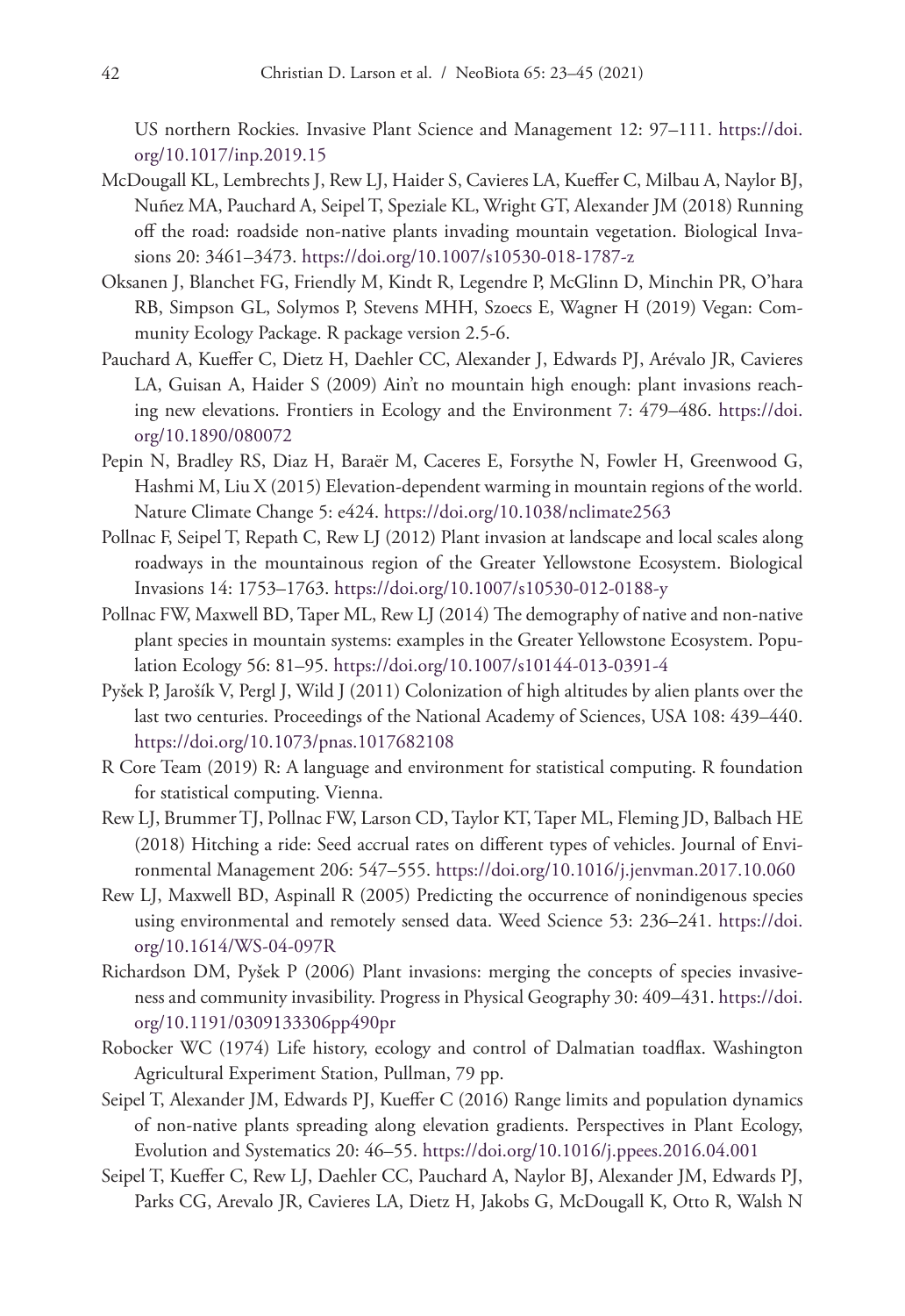US northern Rockies. Invasive Plant Science and Management 12: 97–111. https://doi.org/10.1017/inp.2019.15

McDougall KL, Lembrechts J, Rew LJ, Haider S, Cavieres LA, Kueffer C, Milbau A, Naylor BJ, Nuñez MA, Pauchard A, Seipel T, Speziale KL, Wright GT, Alexander JM (2018) Running off the road: roadside non-native plants invading mountain vegetation. Biological Invasions 20: 3461–3473. https://doi.org/10.1007/s10530-018-1787-z

Oksanen J, Blanchet FG, Friendly M, Kindt R, Legendre P, McGlinn D, Minchin PR, O'hara RB, Simpson GL, Solymos P, Stevens MHH, Szoecs E, Wagner H (2019) Vegan: Community Ecology Package. R package version 2.5-6.

Pauchard A, Kueffer C, Dietz H, Daehler CC, Alexander J, Edwards PJ, Arévalo JR, Cavieres LA, Guisan A, Haider S (2009) Ain't no mountain high enough: plant invasions reaching new elevations. Frontiers in Ecology and the Environment 7: 479–486. https://doi.org/10.1890/080072

Pepin N, Bradley RS, Diaz H, Baraër M, Caceres E, Forsythe N, Fowler H, Greenwood G, Hashmi M, Liu X (2015) Elevation-dependent warming in mountain regions of the world. Nature Climate Change 5: e424. https://doi.org/10.1038/nclimate2563

Pollnac F, Seipel T, Repath C, Rew LJ (2012) Plant invasion at landscape and local scales along roadways in the mountainous region of the Greater Yellowstone Ecosystem. Biological Invasions 14: 1753–1763. https://doi.org/10.1007/s10530-012-0188-y

Pollnac FW, Maxwell BD, Taper ML, Rew LJ (2014) The demography of native and non-native plant species in mountain systems: examples in the Greater Yellowstone Ecosystem. Population Ecology 56: 81–95. https://doi.org/10.1007/s10144-013-0391-4

Pyšek P, Jarošík V, Pergl J, Wild J (2011) Colonization of high altitudes by alien plants over the last two centuries. Proceedings of the National Academy of Sciences, USA 108: 439–440. https://doi.org/10.1073/pnas.1017682108

R Core Team (2019) R: A language and environment for statistical computing. R foundation for statistical computing. Vienna.

Rew LJ, Brummer TJ, Pollnac FW, Larson CD, Taylor KT, Taper ML, Fleming JD, Balbach HE (2018) Hitching a ride: Seed accrual rates on different types of vehicles. Journal of Environmental Management 206: 547–555. https://doi.org/10.1016/j.jenvman.2017.10.060

Rew LJ, Maxwell BD, Aspinall R (2005) Predicting the occurrence of nonindigenous species using environmental and remotely sensed data. Weed Science 53: 236–241. https://doi.org/10.1614/WS-04-097R

Richardson DM, Pyšek P (2006) Plant invasions: merging the concepts of species invasiveness and community invasibility. Progress in Physical Geography 30: 409–431. https://doi.org/10.1191/0309133306pp490pr

Robocker WC (1974) Life history, ecology and control of Dalmatian toadflax. Washington Agricultural Experiment Station, Pullman, 79 pp.

Seipel T, Alexander JM, Edwards PJ, Kueffer C (2016) Range limits and population dynamics of non-native plants spreading along elevation gradients. Perspectives in Plant Ecology, Evolution and Systematics 20: 46–55. https://doi.org/10.1016/j.ppees.2016.04.001

Seipel T, Kueffer C, Rew LJ, Daehler CC, Pauchard A, Naylor BJ, Alexander JM, Edwards PJ, Parks CG, Arevalo JR, Cavieres LA, Dietz H, Jakobs G, McDougall K, Otto R, Walsh N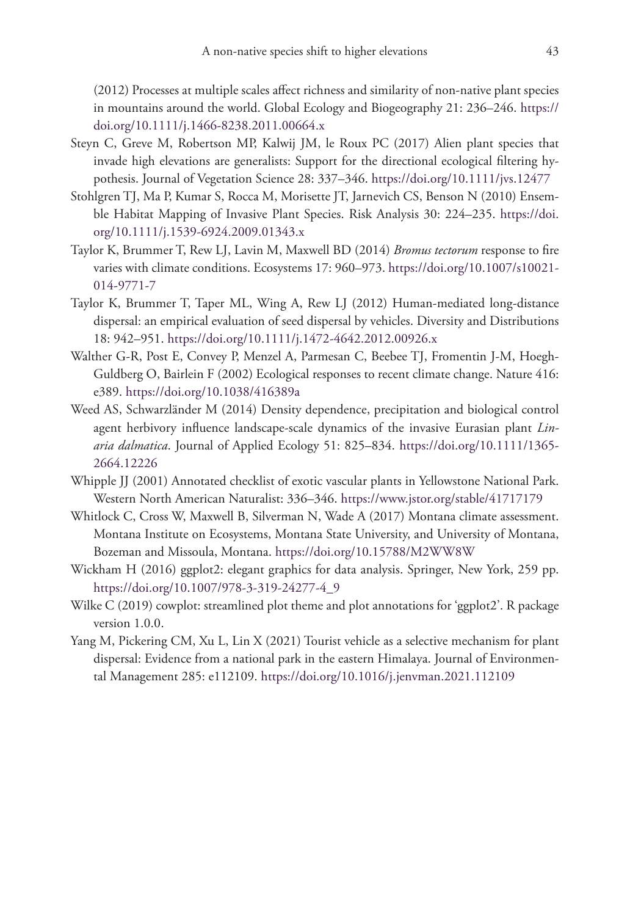(2012) Processes at multiple scales affect richness and similarity of non-native plant species in mountains around the world. Global Ecology and Biogeography 21: 236–246. https://doi.org/10.1111/j.1466-8238.2011.00664.x

Steyn C, Greve M, Robertson MP, Kalwij JM, le Roux PC (2017) Alien plant species that invade high elevations are generalists: Support for the directional ecological filtering hypothesis. Journal of Vegetation Science 28: 337–346. https://doi.org/10.1111/jvs.12477

Stohlgren TJ, Ma P, Kumar S, Rocca M, Morisette JT, Jarnevich CS, Benson N (2010) Ensemble Habitat Mapping of Invasive Plant Species. Risk Analysis 30: 224–235. https://doi.org/10.1111/j.1539-6924.2009.01343.x

Taylor K, Brummer T, Rew LJ, Lavin M, Maxwell BD (2014) *Bromus tectorum* response to fire varies with climate conditions. Ecosystems 17: 960–973. https://doi.org/10.1007/s10021-014-9771-7

Taylor K, Brummer T, Taper ML, Wing A, Rew LJ (2012) Human-mediated long-distance dispersal: an empirical evaluation of seed dispersal by vehicles. Diversity and Distributions 18: 942–951. https://doi.org/10.1111/j.1472-4642.2012.00926.x

Walther G-R, Post E, Convey P, Menzel A, Parmesan C, Beebee TJ, Fromentin J-M, Hoegh-Guldberg O, Bairlein F (2002) Ecological responses to recent climate change. Nature 416: e389. https://doi.org/10.1038/416389a

Weed AS, Schwarzländer M (2014) Density dependence, precipitation and biological control agent herbivory influence landscape-scale dynamics of the invasive Eurasian plant *Linaria dalmatica*. Journal of Applied Ecology 51: 825–834. https://doi.org/10.1111/1365-2664.12226

Whipple JJ (2001) Annotated checklist of exotic vascular plants in Yellowstone National Park. Western North American Naturalist: 336–346. https://www.jstor.org/stable/41717179

Whitlock C, Cross W, Maxwell B, Silverman N, Wade A (2017) Montana climate assessment. Montana Institute on Ecosystems, Montana State University, and University of Montana, Bozeman and Missoula, Montana. https://doi.org/10.15788/M2WW8W

Wickham H (2016) ggplot2: elegant graphics for data analysis. Springer, New York, 259 pp. https://doi.org/10.1007/978-3-319-24277-4_9

Wilke C (2019) cowplot: streamlined plot theme and plot annotations for 'ggplot2'. R package version 1.0.0.

Yang M, Pickering CM, Xu L, Lin X (2021) Tourist vehicle as a selective mechanism for plant dispersal: Evidence from a national park in the eastern Himalaya. Journal of Environmental Management 285: e112109. https://doi.org/10.1016/j.jenvman.2021.112109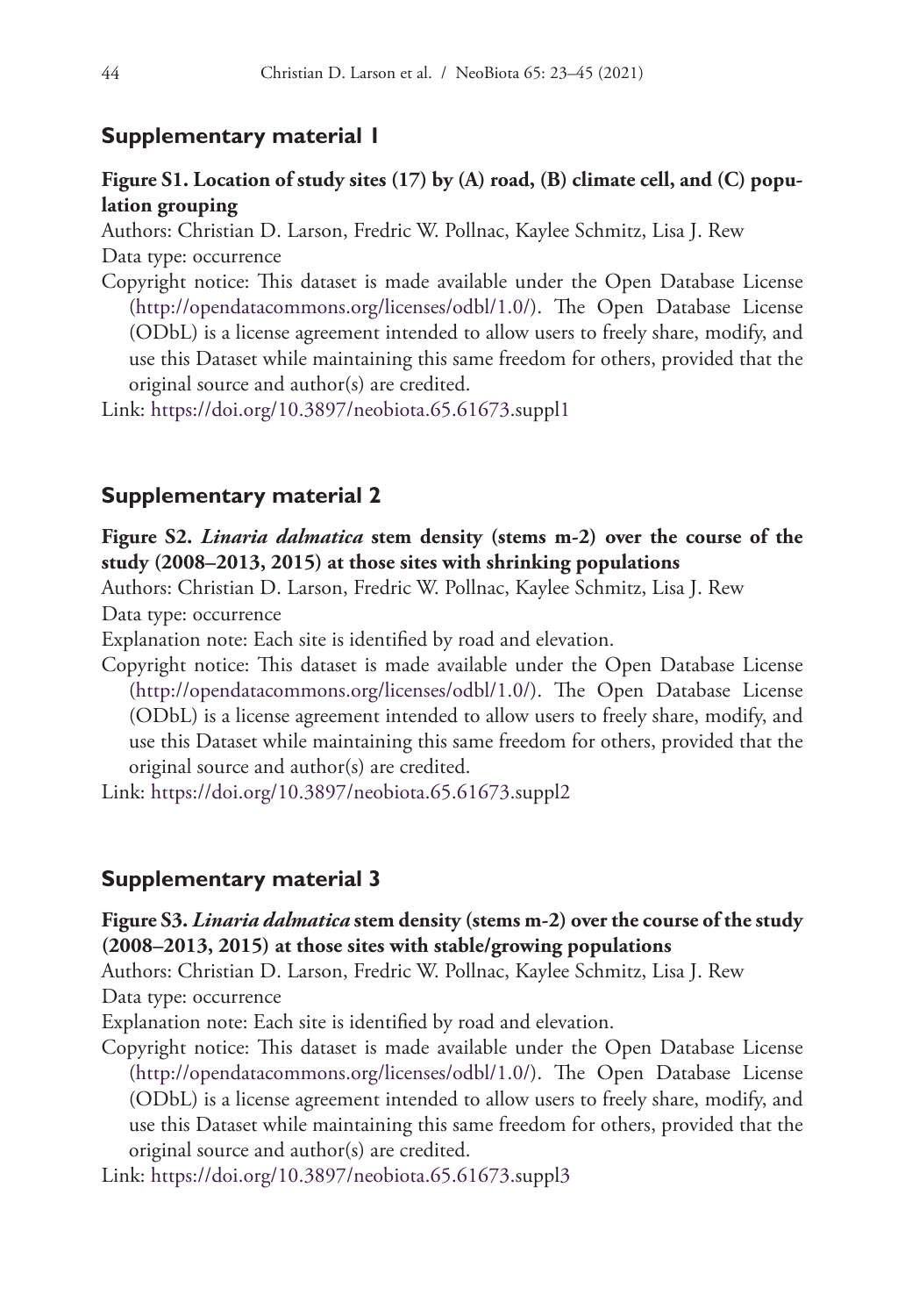## Supplementary material 1

**Figure S1. Location of study sites (17) by (A) road, (B) climate cell, and (C) population grouping**

Authors: Christian D. Larson, Fredric W. Pollnac, Kaylee Schmitz, Lisa J. Rew

Data type: occurrence

Copyright notice: This dataset is made available under the Open Database License (http://opendatacommons.org/licenses/odbl/1.0/). The Open Database License (ODbL) is a license agreement intended to allow users to freely share, modify, and use this Dataset while maintaining this same freedom for others, provided that the original source and author(s) are credited.

Link: https://doi.org/10.3897/neobiota.65.61673.suppl1

## Supplementary material 2

**Figure S2. *Linaria dalmatica* stem density (stems m-2) over the course of the study (2008–2013, 2015) at those sites with shrinking populations**

Authors: Christian D. Larson, Fredric W. Pollnac, Kaylee Schmitz, Lisa J. Rew

Data type: occurrence

Explanation note: Each site is identified by road and elevation.

Copyright notice: This dataset is made available under the Open Database License (http://opendatacommons.org/licenses/odbl/1.0/). The Open Database License (ODbL) is a license agreement intended to allow users to freely share, modify, and use this Dataset while maintaining this same freedom for others, provided that the original source and author(s) are credited.

Link: https://doi.org/10.3897/neobiota.65.61673.suppl2

## Supplementary material 3

**Figure S3. *Linaria dalmatica* stem density (stems m-2) over the course of the study (2008–2013, 2015) at those sites with stable/growing populations**

Authors: Christian D. Larson, Fredric W. Pollnac, Kaylee Schmitz, Lisa J. Rew

Data type: occurrence

Explanation note: Each site is identified by road and elevation.

Copyright notice: This dataset is made available under the Open Database License (http://opendatacommons.org/licenses/odbl/1.0/). The Open Database License (ODbL) is a license agreement intended to allow users to freely share, modify, and use this Dataset while maintaining this same freedom for others, provided that the original source and author(s) are credited.

Link: https://doi.org/10.3897/neobiota.65.61673.suppl3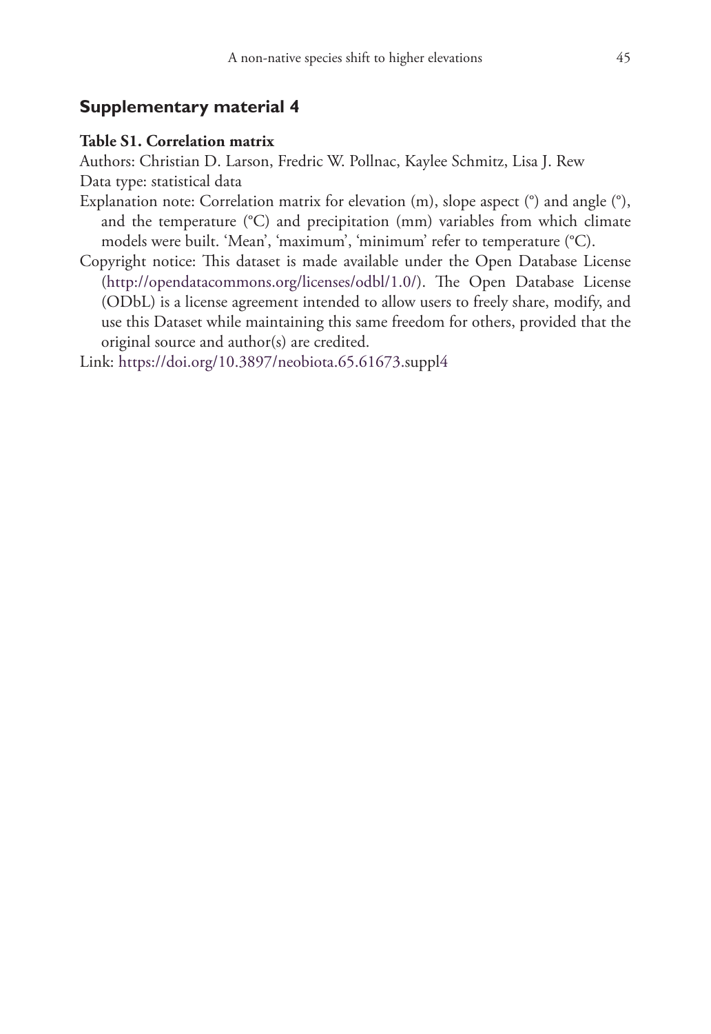## Supplementary material 4

**Table S1. Correlation matrix**

Authors: Christian D. Larson, Fredric W. Pollnac, Kaylee Schmitz, Lisa J. Rew

Data type: statistical data

Explanation note: Correlation matrix for elevation (m), slope aspect (°) and angle (°), and the temperature (°C) and precipitation (mm) variables from which climate models were built. 'Mean', 'maximum', 'minimum' refer to temperature (°C).

Copyright notice: This dataset is made available under the Open Database License (http://opendatacommons.org/licenses/odbl/1.0/). The Open Database License (ODbL) is a license agreement intended to allow users to freely share, modify, and use this Dataset while maintaining this same freedom for others, provided that the original source and author(s) are credited.

Link: https://doi.org/10.3897/neobiota.65.61673.suppl4